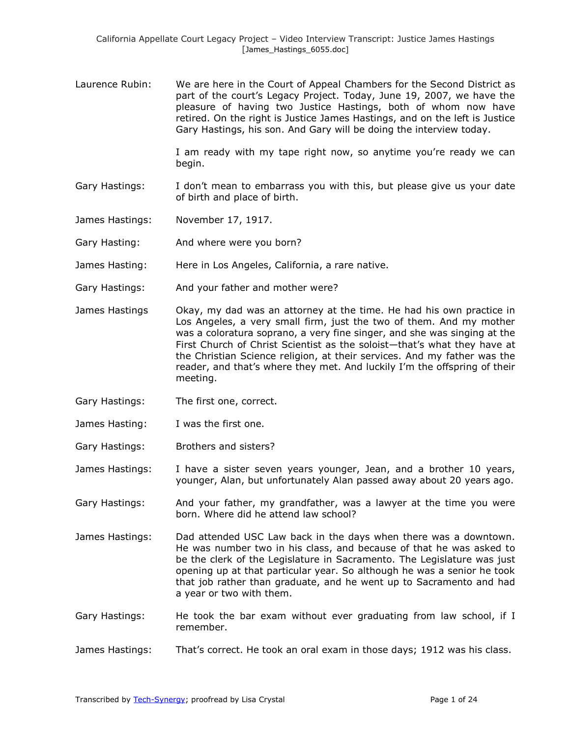Laurence Rubin: We are here in the Court of Appeal Chambers for the Second District as part of the court's Legacy Project. Today, June 19, 2007, we have the pleasure of having two Justice Hastings, both of whom now have retired. On the right is Justice James Hastings, and on the left is Justice Gary Hastings, his son. And Gary will be doing the interview today.

I am ready with my tape right now, so anytime you're ready we can begin.

Gary Hastings: I don't mean to embarrass you with this, but please give us your date of birth and place of birth.

James Hastings: November 17, 1917.

Gary Hasting: And where were you born?

James Hasting: Here in Los Angeles, California, a rare native.

Gary Hastings: And your father and mother were?

James Hastings Okay, my dad was an attorney at the time. He had his own practice in Los Angeles, a very small firm, just the two of them. And my mother was a coloratura soprano, a very fine singer, and she was singing at the First Church of Christ Scientist as the soloist—that's what they have at the Christian Science religion, at their services. And my father was the reader, and that's where they met. And luckily I'm the offspring of their meeting.

Gary Hastings: The first one, correct.

James Hasting: I was the first one.

Gary Hastings: Brothers and sisters?

James Hastings: I have a sister seven years younger, Jean, and a brother 10 years, younger, Alan, but unfortunately Alan passed away about 20 years ago.

Gary Hastings: And your father, my grandfather, was a lawyer at the time you were born. Where did he attend law school?

James Hastings: Dad attended USC Law back in the days when there was a downtown. He was number two in his class, and because of that he was asked to be the clerk of the Legislature in Sacramento. The Legislature was just opening up at that particular year. So although he was a senior he took that job rather than graduate, and he went up to Sacramento and had a year or two with them.

Gary Hastings: He took the bar exam without ever graduating from law school, if I remember.

James Hastings: That's correct. He took an oral exam in those days; 1912 was his class.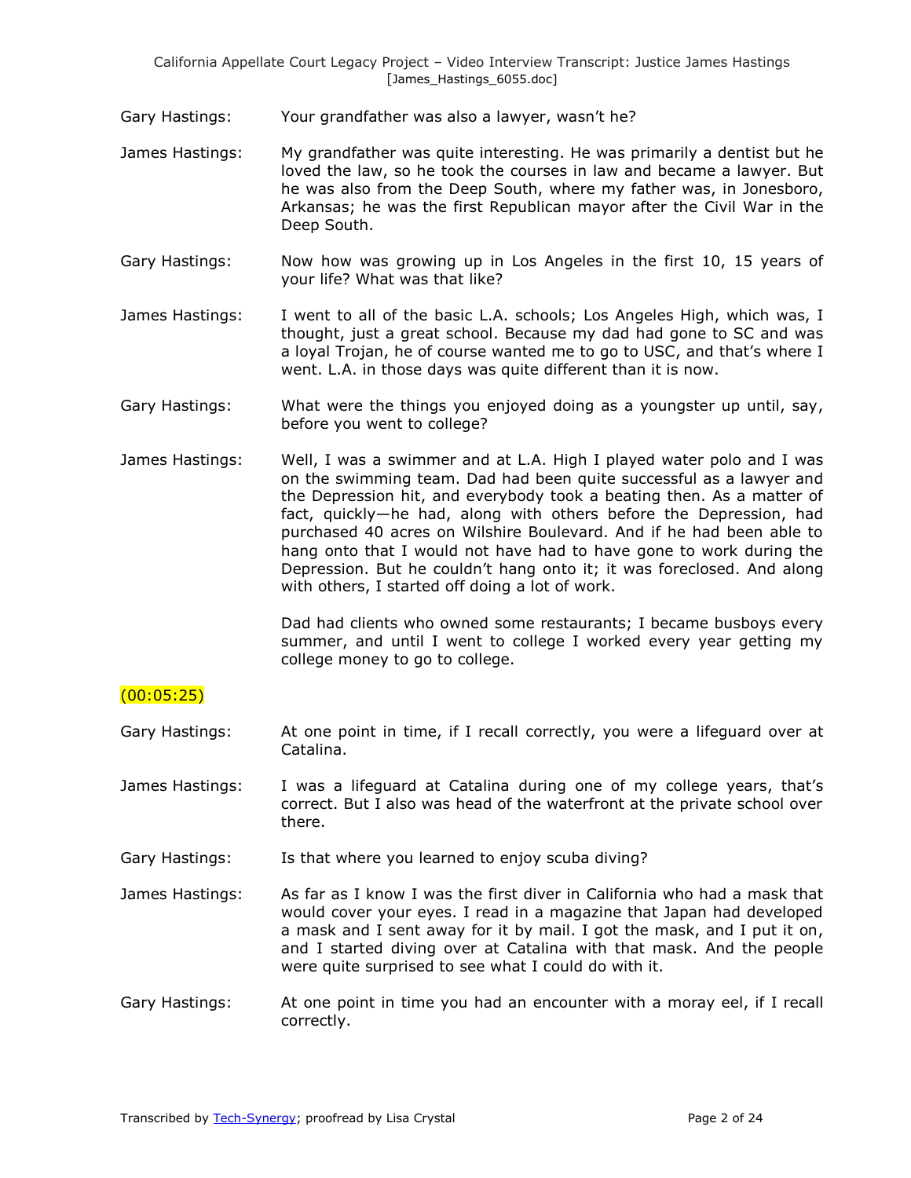Gary Hastings: Your grandfather was also a lawyer, wasn't he?

James Hastings: My grandfather was quite interesting. He was primarily a dentist but he loved the law, so he took the courses in law and became a lawyer. But he was also from the Deep South, where my father was, in Jonesboro, Arkansas; he was the first Republican mayor after the Civil War in the Deep South.

Gary Hastings: Now how was growing up in Los Angeles in the first 10, 15 years of your life? What was that like?

James Hastings: I went to all of the basic L.A. schools; Los Angeles High, which was, I thought, just a great school. Because my dad had gone to SC and was a loyal Trojan, he of course wanted me to go to USC, and that's where I went. L.A. in those days was quite different than it is now.

Gary Hastings: What were the things you enjoyed doing as a youngster up until, say, before you went to college?

James Hastings: Well, I was a swimmer and at L.A. High I played water polo and I was on the swimming team. Dad had been quite successful as a lawyer and the Depression hit, and everybody took a beating then. As a matter of fact, quickly—he had, along with others before the Depression, had purchased 40 acres on Wilshire Boulevard. And if he had been able to hang onto that I would not have had to have gone to work during the Depression. But he couldn't hang onto it; it was foreclosed. And along with others, I started off doing a lot of work.

Dad had clients who owned some restaurants; I became busboys every summer, and until I went to college I worked every year getting my college money to go to college.

(00:05:25)

Gary Hastings: At one point in time, if I recall correctly, you were a lifeguard over at Catalina.

James Hastings: I was a lifeguard at Catalina during one of my college years, that's correct. But I also was head of the waterfront at the private school over there.

Gary Hastings: Is that where you learned to enjoy scuba diving?

James Hastings: As far as I know I was the first diver in California who had a mask that would cover your eyes. I read in a magazine that Japan had developed a mask and I sent away for it by mail. I got the mask, and I put it on, and I started diving over at Catalina with that mask. And the people were quite surprised to see what I could do with it.

Gary Hastings: At one point in time you had an encounter with a moray eel, if I recall correctly.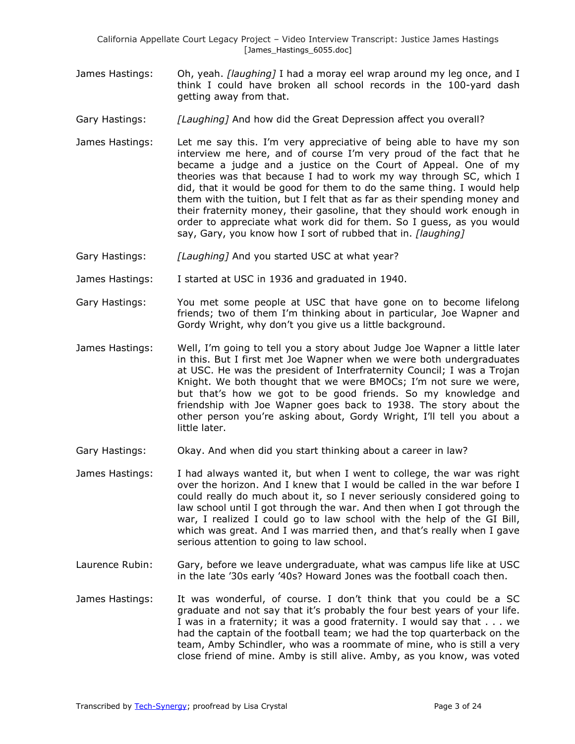James Hastings: Oh, yeah. *[laughing]* I had a moray eel wrap around my leg once, and I think I could have broken all school records in the 100-yard dash getting away from that.

Gary Hastings: *[Laughing]* And how did the Great Depression affect you overall?

James Hastings: Let me say this. I'm very appreciative of being able to have my son interview me here, and of course I'm very proud of the fact that he became a judge and a justice on the Court of Appeal. One of my theories was that because I had to work my way through SC, which I did, that it would be good for them to do the same thing. I would help them with the tuition, but I felt that as far as their spending money and their fraternity money, their gasoline, that they should work enough in order to appreciate what work did for them. So I guess, as you would say, Gary, you know how I sort of rubbed that in. *[laughing]*

Gary Hastings: *[Laughing]* And you started USC at what year?

James Hastings: I started at USC in 1936 and graduated in 1940.

Gary Hastings: You met some people at USC that have gone on to become lifelong friends; two of them I'm thinking about in particular, Joe Wapner and Gordy Wright, why don't you give us a little background.

James Hastings: Well, I'm going to tell you a story about Judge Joe Wapner a little later in this. But I first met Joe Wapner when we were both undergraduates at USC. He was the president of Interfraternity Council; I was a Trojan Knight. We both thought that we were BMOCs; I'm not sure we were, but that's how we got to be good friends. So my knowledge and friendship with Joe Wapner goes back to 1938. The story about the other person you're asking about, Gordy Wright, I'll tell you about a little later.

Gary Hastings: Okay. And when did you start thinking about a career in law?

James Hastings: I had always wanted it, but when I went to college, the war was right over the horizon. And I knew that I would be called in the war before I could really do much about it, so I never seriously considered going to law school until I got through the war. And then when I got through the war, I realized I could go to law school with the help of the GI Bill, which was great. And I was married then, and that's really when I gave serious attention to going to law school.

Laurence Rubin: Gary, before we leave undergraduate, what was campus life like at USC in the late '30s early '40s? Howard Jones was the football coach then.

James Hastings: It was wonderful, of course. I don't think that you could be a SC graduate and not say that it's probably the four best years of your life. I was in a fraternity; it was a good fraternity. I would say that . . . we had the captain of the football team; we had the top quarterback on the team, Amby Schindler, who was a roommate of mine, who is still a very close friend of mine. Amby is still alive. Amby, as you know, was voted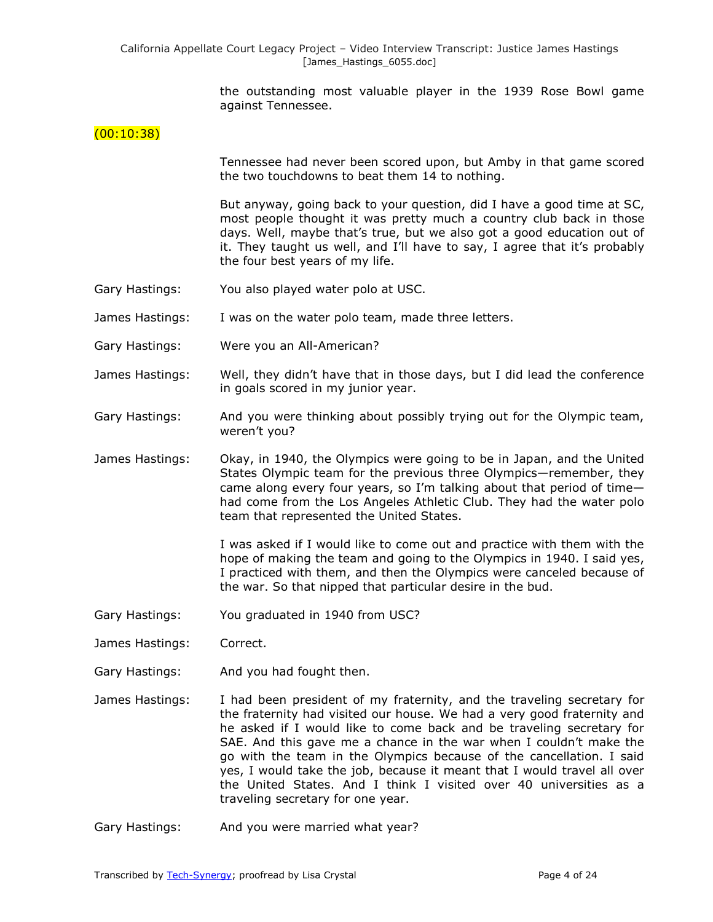the outstanding most valuable player in the 1939 Rose Bowl game against Tennessee.

(00:10:38)

Tennessee had never been scored upon, but Amby in that game scored the two touchdowns to beat them 14 to nothing.

But anyway, going back to your question, did I have a good time at SC, most people thought it was pretty much a country club back in those days. Well, maybe that's true, but we also got a good education out of it. They taught us well, and I'll have to say, I agree that it's probably the four best years of my life.

Gary Hastings: You also played water polo at USC.

James Hastings: I was on the water polo team, made three letters.

Gary Hastings: Were you an All-American?

James Hastings: Well, they didn't have that in those days, but I did lead the conference in goals scored in my junior year.

Gary Hastings: And you were thinking about possibly trying out for the Olympic team, weren't you?

James Hastings: Okay, in 1940, the Olympics were going to be in Japan, and the United States Olympic team for the previous three Olympics—remember, they came along every four years, so I'm talking about that period of time—had come from the Los Angeles Athletic Club. They had the water polo team that represented the United States.

I was asked if I would like to come out and practice with them with the hope of making the team and going to the Olympics in 1940. I said yes, I practiced with them, and then the Olympics were canceled because of the war. So that nipped that particular desire in the bud.

Gary Hastings: You graduated in 1940 from USC?

James Hastings: Correct.

Gary Hastings: And you had fought then.

James Hastings: I had been president of my fraternity, and the traveling secretary for the fraternity had visited our house. We had a very good fraternity and he asked if I would like to come back and be traveling secretary for SAE. And this gave me a chance in the war when I couldn't make the go with the team in the Olympics because of the cancellation. I said yes, I would take the job, because it meant that I would travel all over the United States. And I think I visited over 40 universities as a traveling secretary for one year.

Gary Hastings: And you were married what year?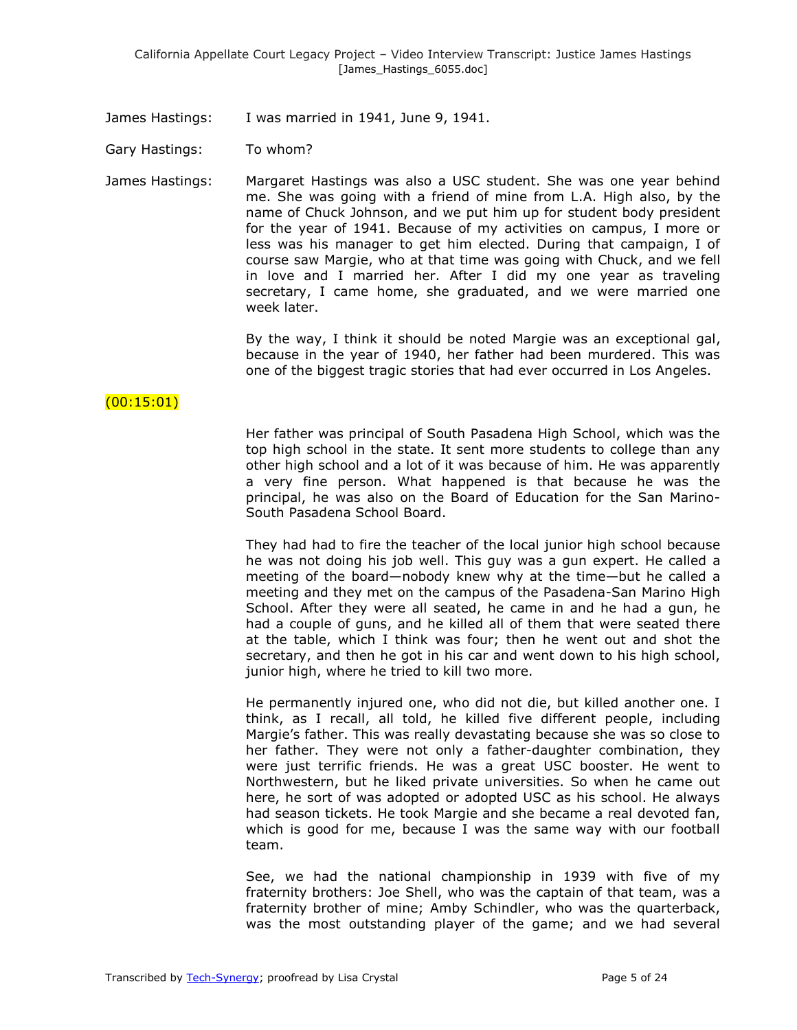James Hastings: I was married in 1941, June 9, 1941.

Gary Hastings: To whom?

James Hastings: Margaret Hastings was also a USC student. She was one year behind me. She was going with a friend of mine from L.A. High also, by the name of Chuck Johnson, and we put him up for student body president for the year of 1941. Because of my activities on campus, I more or less was his manager to get him elected. During that campaign, I of course saw Margie, who at that time was going with Chuck, and we fell in love and I married her. After I did my one year as traveling secretary, I came home, she graduated, and we were married one week later.

By the way, I think it should be noted Margie was an exceptional gal, because in the year of 1940, her father had been murdered. This was one of the biggest tragic stories that had ever occurred in Los Angeles.

(00:15:01)

Her father was principal of South Pasadena High School, which was the top high school in the state. It sent more students to college than any other high school and a lot of it was because of him. He was apparently a very fine person. What happened is that because he was the principal, he was also on the Board of Education for the San Marino-South Pasadena School Board.

They had had to fire the teacher of the local junior high school because he was not doing his job well. This guy was a gun expert. He called a meeting of the board—nobody knew why at the time—but he called a meeting and they met on the campus of the Pasadena-San Marino High School. After they were all seated, he came in and he had a gun, he had a couple of guns, and he killed all of them that were seated there at the table, which I think was four; then he went out and shot the secretary, and then he got in his car and went down to his high school, junior high, where he tried to kill two more.

He permanently injured one, who did not die, but killed another one. I think, as I recall, all told, he killed five different people, including Margie's father. This was really devastating because she was so close to her father. They were not only a father-daughter combination, they were just terrific friends. He was a great USC booster. He went to Northwestern, but he liked private universities. So when he came out here, he sort of was adopted or adopted USC as his school. He always had season tickets. He took Margie and she became a real devoted fan, which is good for me, because I was the same way with our football team.

See, we had the national championship in 1939 with five of my fraternity brothers: Joe Shell, who was the captain of that team, was a fraternity brother of mine; Amby Schindler, who was the quarterback, was the most outstanding player of the game; and we had several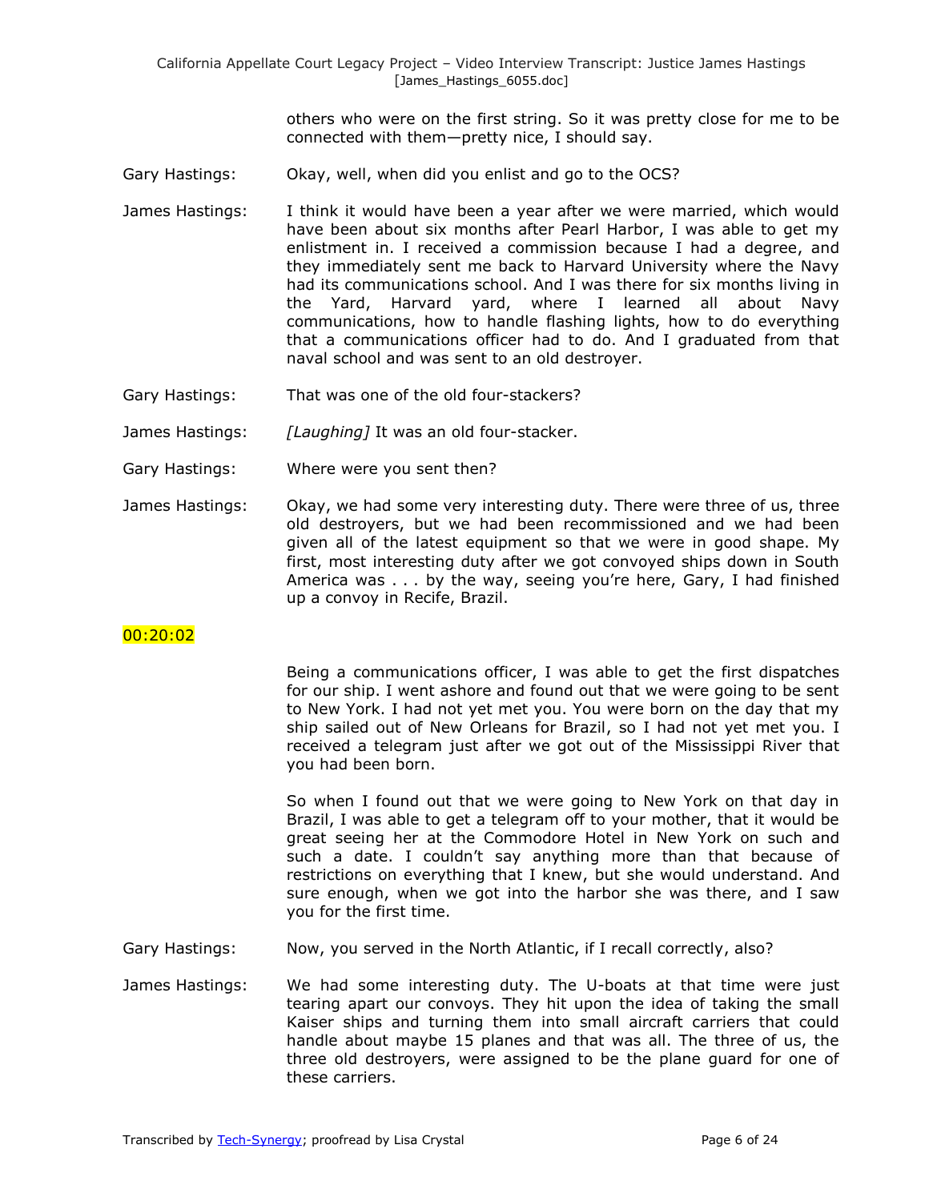others who were on the first string. So it was pretty close for me to be connected with them—pretty nice, I should say.

Gary Hastings: Okay, well, when did you enlist and go to the OCS?

James Hastings: I think it would have been a year after we were married, which would have been about six months after Pearl Harbor, I was able to get my enlistment in. I received a commission because I had a degree, and they immediately sent me back to Harvard University where the Navy had its communications school. And I was there for six months living in the Yard, Harvard yard, where I learned all about Navy communications, how to handle flashing lights, how to do everything that a communications officer had to do. And I graduated from that naval school and was sent to an old destroyer.

Gary Hastings: That was one of the old four-stackers?

James Hastings: *[Laughing]* It was an old four-stacker.

Gary Hastings: Where were you sent then?

James Hastings: Okay, we had some very interesting duty. There were three of us, three old destroyers, but we had been recommissioned and we had been given all of the latest equipment so that we were in good shape. My first, most interesting duty after we got convoyed ships down in South America was . . . by the way, seeing you're here, Gary, I had finished up a convoy in Recife, Brazil.

00:20:02

Being a communications officer, I was able to get the first dispatches for our ship. I went ashore and found out that we were going to be sent to New York. I had not yet met you. You were born on the day that my ship sailed out of New Orleans for Brazil, so I had not yet met you. I received a telegram just after we got out of the Mississippi River that you had been born.

So when I found out that we were going to New York on that day in Brazil, I was able to get a telegram off to your mother, that it would be great seeing her at the Commodore Hotel in New York on such and such a date. I couldn't say anything more than that because of restrictions on everything that I knew, but she would understand. And sure enough, when we got into the harbor she was there, and I saw you for the first time.

Gary Hastings: Now, you served in the North Atlantic, if I recall correctly, also?

James Hastings: We had some interesting duty. The U-boats at that time were just tearing apart our convoys. They hit upon the idea of taking the small Kaiser ships and turning them into small aircraft carriers that could handle about maybe 15 planes and that was all. The three of us, the three old destroyers, were assigned to be the plane guard for one of these carriers.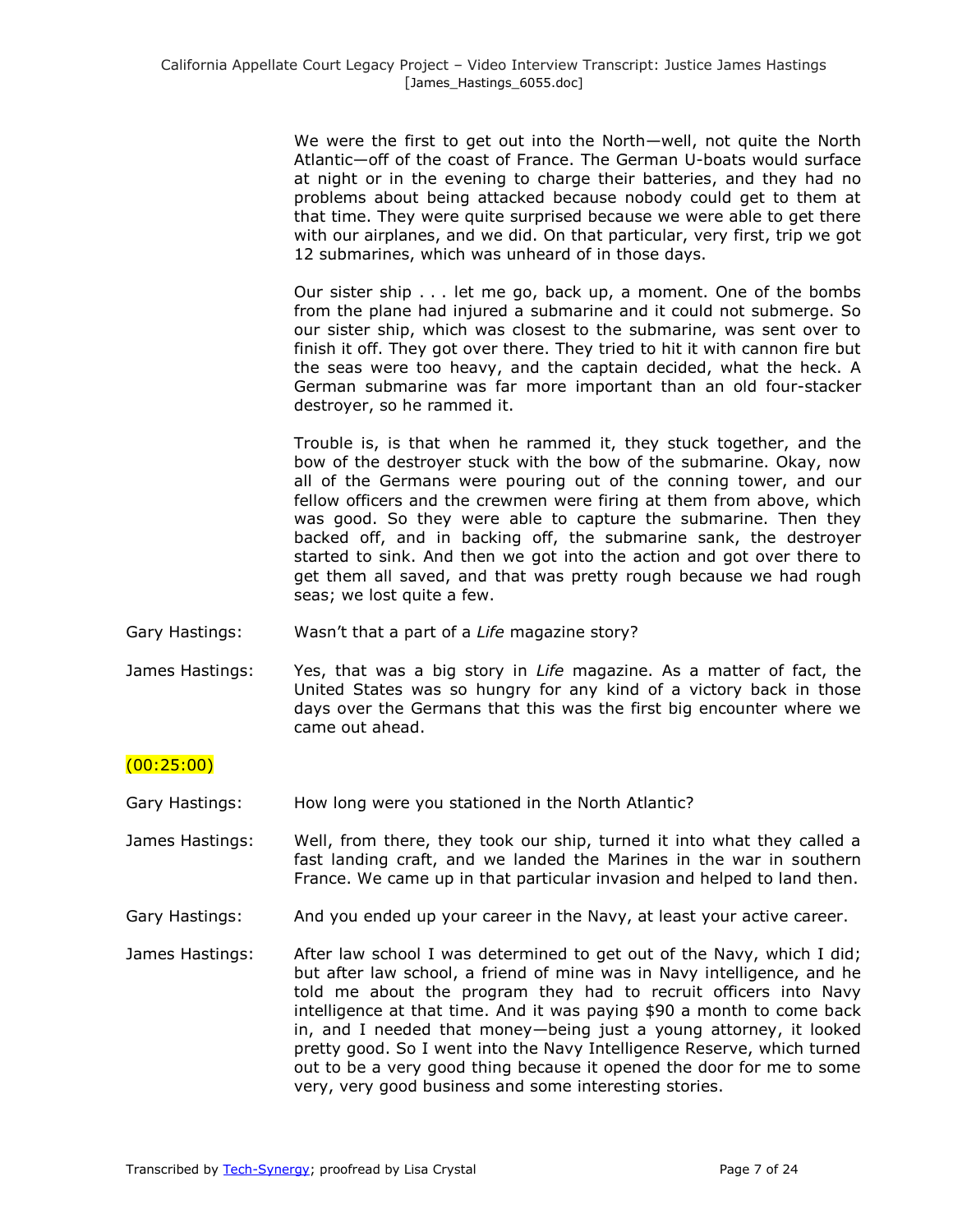We were the first to get out into the North—well, not quite the North Atlantic—off of the coast of France. The German U-boats would surface at night or in the evening to charge their batteries, and they had no problems about being attacked because nobody could get to them at that time. They were quite surprised because we were able to get there with our airplanes, and we did. On that particular, very first, trip we got 12 submarines, which was unheard of in those days.

Our sister ship . . . let me go, back up, a moment. One of the bombs from the plane had injured a submarine and it could not submerge. So our sister ship, which was closest to the submarine, was sent over to finish it off. They got over there. They tried to hit it with cannon fire but the seas were too heavy, and the captain decided, what the heck. A German submarine was far more important than an old four-stacker destroyer, so he rammed it.

Trouble is, is that when he rammed it, they stuck together, and the bow of the destroyer stuck with the bow of the submarine. Okay, now all of the Germans were pouring out of the conning tower, and our fellow officers and the crewmen were firing at them from above, which was good. So they were able to capture the submarine. Then they backed off, and in backing off, the submarine sank, the destroyer started to sink. And then we got into the action and got over there to get them all saved, and that was pretty rough because we had rough seas; we lost quite a few.

Gary Hastings: Wasn't that a part of a *Life* magazine story?

James Hastings: Yes, that was a big story in *Life* magazine. As a matter of fact, the United States was so hungry for any kind of a victory back in those days over the Germans that this was the first big encounter where we came out ahead.

(00:25:00)

Gary Hastings: How long were you stationed in the North Atlantic?

James Hastings: Well, from there, they took our ship, turned it into what they called a fast landing craft, and we landed the Marines in the war in southern France. We came up in that particular invasion and helped to land then.

Gary Hastings: And you ended up your career in the Navy, at least your active career.

James Hastings: After law school I was determined to get out of the Navy, which I did; but after law school, a friend of mine was in Navy intelligence, and he told me about the program they had to recruit officers into Navy intelligence at that time. And it was paying $90 a month to come back in, and I needed that money—being just a young attorney, it looked pretty good. So I went into the Navy Intelligence Reserve, which turned out to be a very good thing because it opened the door for me to some very, very good business and some interesting stories.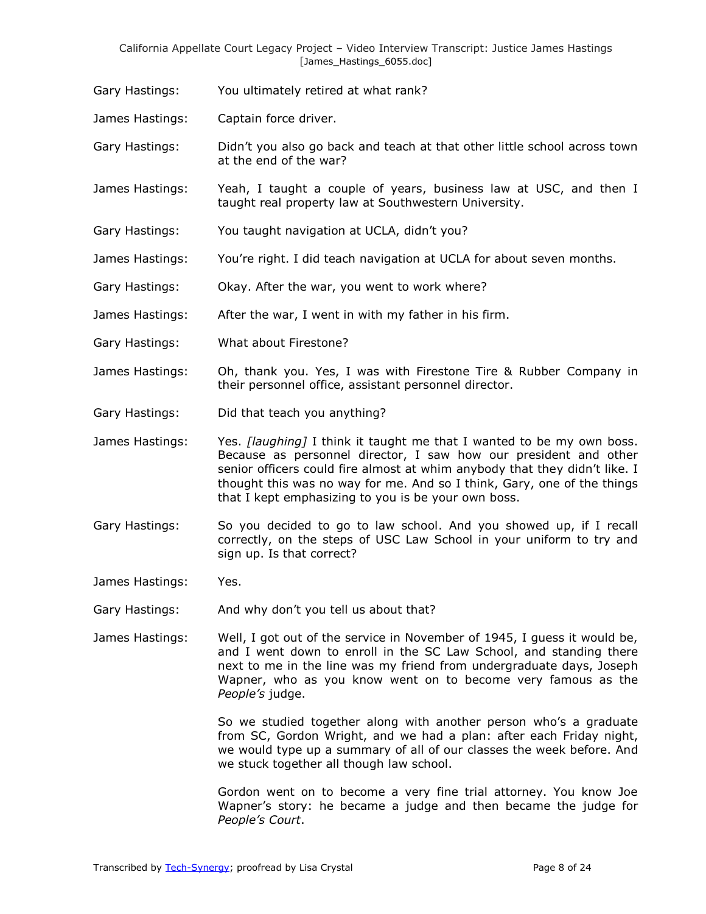Gary Hastings: You ultimately retired at what rank?

James Hastings: Captain force driver.

Gary Hastings: Didn't you also go back and teach at that other little school across town at the end of the war?

James Hastings: Yeah, I taught a couple of years, business law at USC, and then I taught real property law at Southwestern University.

Gary Hastings: You taught navigation at UCLA, didn't you?

James Hastings: You're right. I did teach navigation at UCLA for about seven months.

Gary Hastings: Okay. After the war, you went to work where?

James Hastings: After the war, I went in with my father in his firm.

Gary Hastings: What about Firestone?

James Hastings: Oh, thank you. Yes, I was with Firestone Tire & Rubber Company in their personnel office, assistant personnel director.

Gary Hastings: Did that teach you anything?

James Hastings: Yes. *[laughing]* I think it taught me that I wanted to be my own boss. Because as personnel director, I saw how our president and other senior officers could fire almost at whim anybody that they didn't like. I thought this was no way for me. And so I think, Gary, one of the things that I kept emphasizing to you is be your own boss.

Gary Hastings: So you decided to go to law school. And you showed up, if I recall correctly, on the steps of USC Law School in your uniform to try and sign up. Is that correct?

James Hastings: Yes.

Gary Hastings: And why don't you tell us about that?

James Hastings: Well, I got out of the service in November of 1945, I guess it would be, and I went down to enroll in the SC Law School, and standing there next to me in the line was my friend from undergraduate days, Joseph Wapner, who as you know went on to become very famous as the *People's* judge.

So we studied together along with another person who's a graduate from SC, Gordon Wright, and we had a plan: after each Friday night, we would type up a summary of all of our classes the week before. And we stuck together all though law school.

Gordon went on to become a very fine trial attorney. You know Joe Wapner's story: he became a judge and then became the judge for *People's Court*.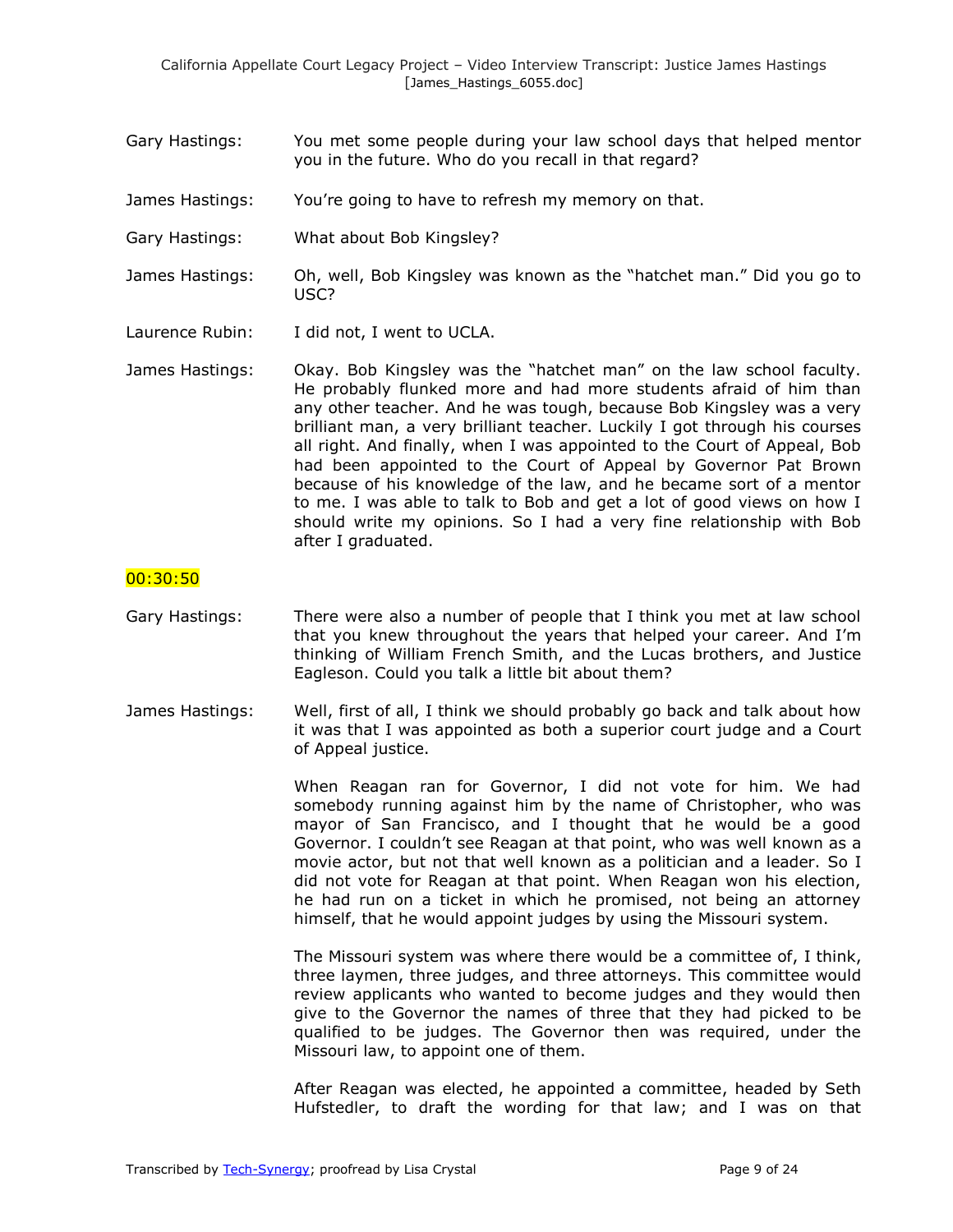Gary Hastings: You met some people during your law school days that helped mentor you in the future. Who do you recall in that regard?

James Hastings: You're going to have to refresh my memory on that.

Gary Hastings: What about Bob Kingsley?

James Hastings: Oh, well, Bob Kingsley was known as the "hatchet man." Did you go to USC?

Laurence Rubin: I did not, I went to UCLA.

James Hastings: Okay. Bob Kingsley was the "hatchet man" on the law school faculty. He probably flunked more and had more students afraid of him than any other teacher. And he was tough, because Bob Kingsley was a very brilliant man, a very brilliant teacher. Luckily I got through his courses all right. And finally, when I was appointed to the Court of Appeal, Bob had been appointed to the Court of Appeal by Governor Pat Brown because of his knowledge of the law, and he became sort of a mentor to me. I was able to talk to Bob and get a lot of good views on how I should write my opinions. So I had a very fine relationship with Bob after I graduated.

00:30:50

Gary Hastings: There were also a number of people that I think you met at law school that you knew throughout the years that helped your career. And I'm thinking of William French Smith, and the Lucas brothers, and Justice Eagleson. Could you talk a little bit about them?

James Hastings: Well, first of all, I think we should probably go back and talk about how it was that I was appointed as both a superior court judge and a Court of Appeal justice.

When Reagan ran for Governor, I did not vote for him. We had somebody running against him by the name of Christopher, who was mayor of San Francisco, and I thought that he would be a good Governor. I couldn't see Reagan at that point, who was well known as a movie actor, but not that well known as a politician and a leader. So I did not vote for Reagan at that point. When Reagan won his election, he had run on a ticket in which he promised, not being an attorney himself, that he would appoint judges by using the Missouri system.

The Missouri system was where there would be a committee of, I think, three laymen, three judges, and three attorneys. This committee would review applicants who wanted to become judges and they would then give to the Governor the names of three that they had picked to be qualified to be judges. The Governor then was required, under the Missouri law, to appoint one of them.

After Reagan was elected, he appointed a committee, headed by Seth Hufstedler, to draft the wording for that law; and I was on that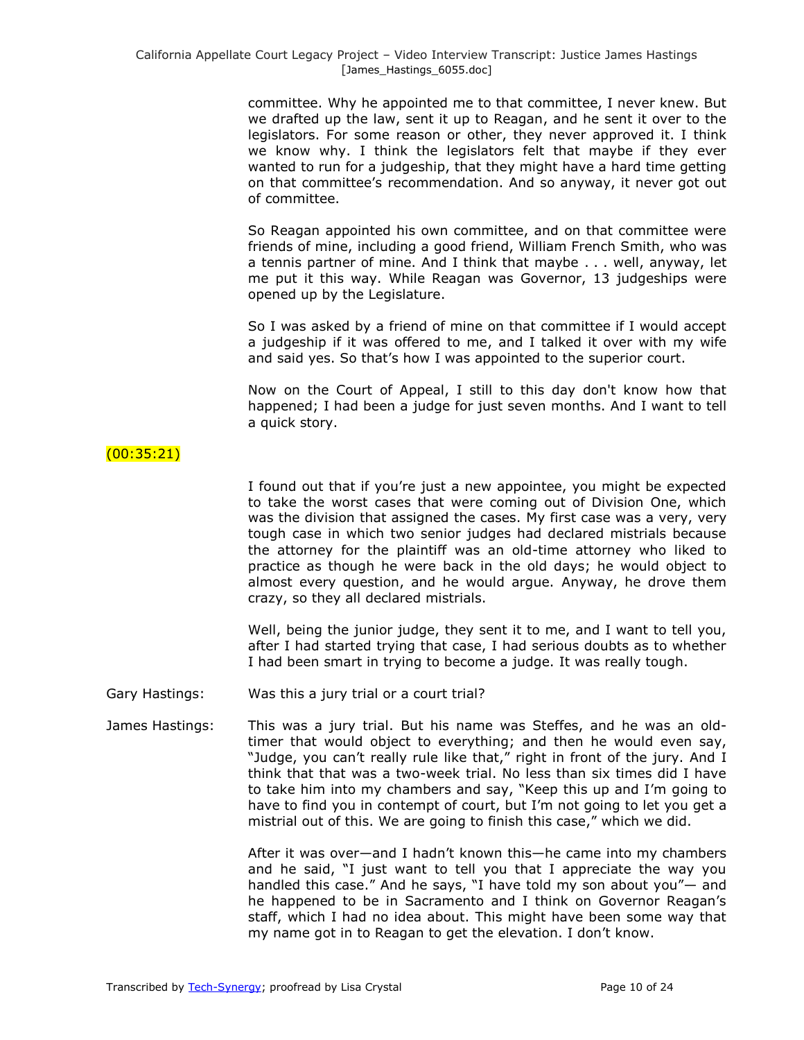committee. Why he appointed me to that committee, I never knew. But we drafted up the law, sent it up to Reagan, and he sent it over to the legislators. For some reason or other, they never approved it. I think we know why. I think the legislators felt that maybe if they ever wanted to run for a judgeship, that they might have a hard time getting on that committee's recommendation. And so anyway, it never got out of committee.

So Reagan appointed his own committee, and on that committee were friends of mine, including a good friend, William French Smith, who was a tennis partner of mine. And I think that maybe . . . well, anyway, let me put it this way. While Reagan was Governor, 13 judgeships were opened up by the Legislature.

So I was asked by a friend of mine on that committee if I would accept a judgeship if it was offered to me, and I talked it over with my wife and said yes. So that's how I was appointed to the superior court.

Now on the Court of Appeal, I still to this day don't know how that happened; I had been a judge for just seven months. And I want to tell a quick story.

(00:35:21)

I found out that if you're just a new appointee, you might be expected to take the worst cases that were coming out of Division One, which was the division that assigned the cases. My first case was a very, very tough case in which two senior judges had declared mistrials because the attorney for the plaintiff was an old-time attorney who liked to practice as though he were back in the old days; he would object to almost every question, and he would argue. Anyway, he drove them crazy, so they all declared mistrials.

Well, being the junior judge, they sent it to me, and I want to tell you, after I had started trying that case, I had serious doubts as to whether I had been smart in trying to become a judge. It was really tough.

Gary Hastings: Was this a jury trial or a court trial?

James Hastings: This was a jury trial. But his name was Steffes, and he was an old-timer that would object to everything; and then he would even say, "Judge, you can't really rule like that," right in front of the jury. And I think that that was a two-week trial. No less than six times did I have to take him into my chambers and say, "Keep this up and I'm going to have to find you in contempt of court, but I'm not going to let you get a mistrial out of this. We are going to finish this case," which we did.

After it was over—and I hadn't known this—he came into my chambers and he said, "I just want to tell you that I appreciate the way you handled this case." And he says, "I have told my son about you"— and he happened to be in Sacramento and I think on Governor Reagan's staff, which I had no idea about. This might have been some way that my name got in to Reagan to get the elevation. I don't know.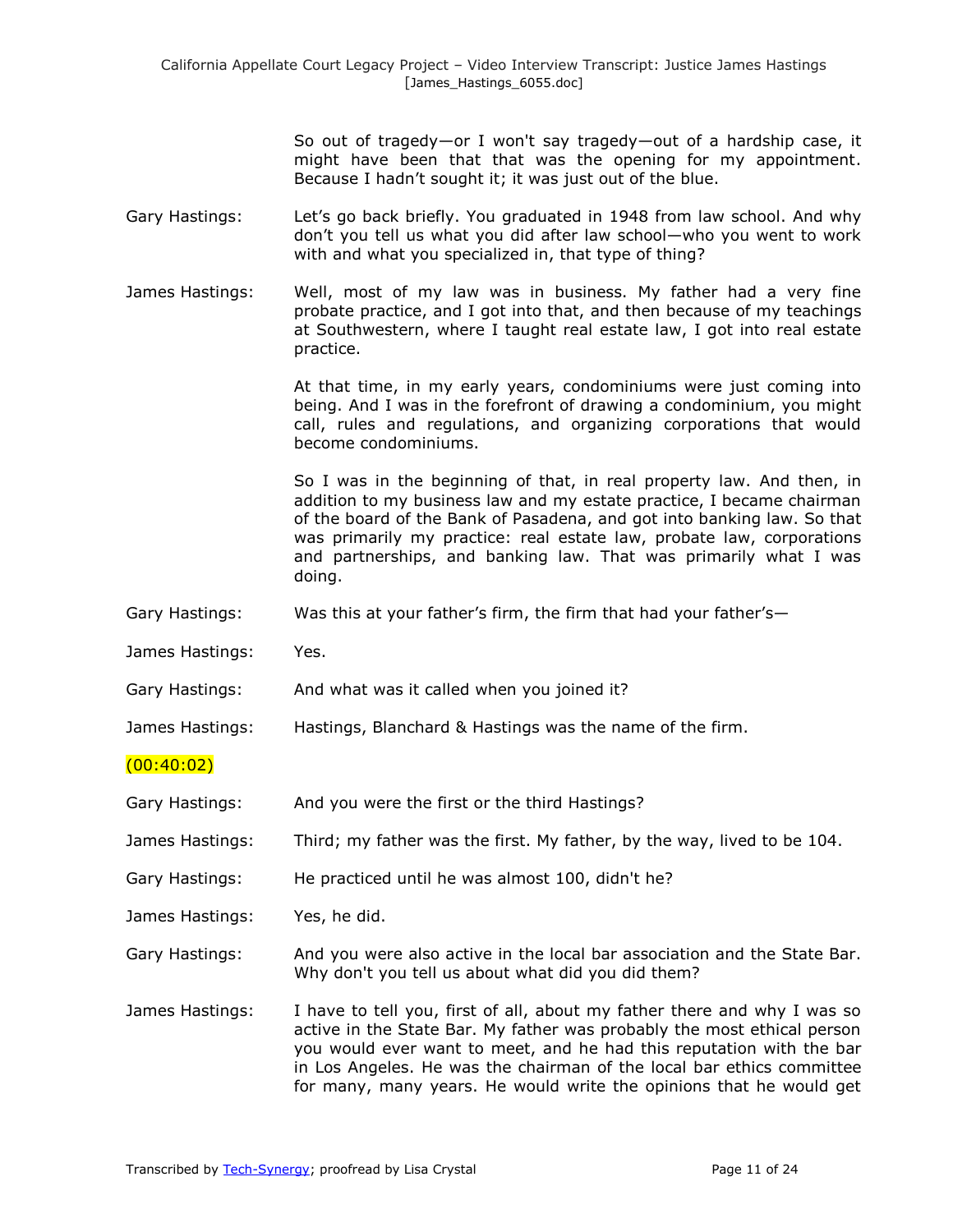So out of tragedy—or I won't say tragedy—out of a hardship case, it might have been that that was the opening for my appointment. Because I hadn't sought it; it was just out of the blue.

Gary Hastings: Let's go back briefly. You graduated in 1948 from law school. And why don't you tell us what you did after law school—who you went to work with and what you specialized in, that type of thing?

James Hastings: Well, most of my law was in business. My father had a very fine probate practice, and I got into that, and then because of my teachings at Southwestern, where I taught real estate law, I got into real estate practice.

At that time, in my early years, condominiums were just coming into being. And I was in the forefront of drawing a condominium, you might call, rules and regulations, and organizing corporations that would become condominiums.

So I was in the beginning of that, in real property law. And then, in addition to my business law and my estate practice, I became chairman of the board of the Bank of Pasadena, and got into banking law. So that was primarily my practice: real estate law, probate law, corporations and partnerships, and banking law. That was primarily what I was doing.

Gary Hastings: Was this at your father's firm, the firm that had your father's—

James Hastings: Yes.

Gary Hastings: And what was it called when you joined it?

James Hastings: Hastings, Blanchard & Hastings was the name of the firm.

(00:40:02)

Gary Hastings: And you were the first or the third Hastings?

James Hastings: Third; my father was the first. My father, by the way, lived to be 104.

Gary Hastings: He practiced until he was almost 100, didn't he?

James Hastings: Yes, he did.

Gary Hastings: And you were also active in the local bar association and the State Bar. Why don't you tell us about what did you did them?

James Hastings: I have to tell you, first of all, about my father there and why I was so active in the State Bar. My father was probably the most ethical person you would ever want to meet, and he had this reputation with the bar in Los Angeles. He was the chairman of the local bar ethics committee for many, many years. He would write the opinions that he would get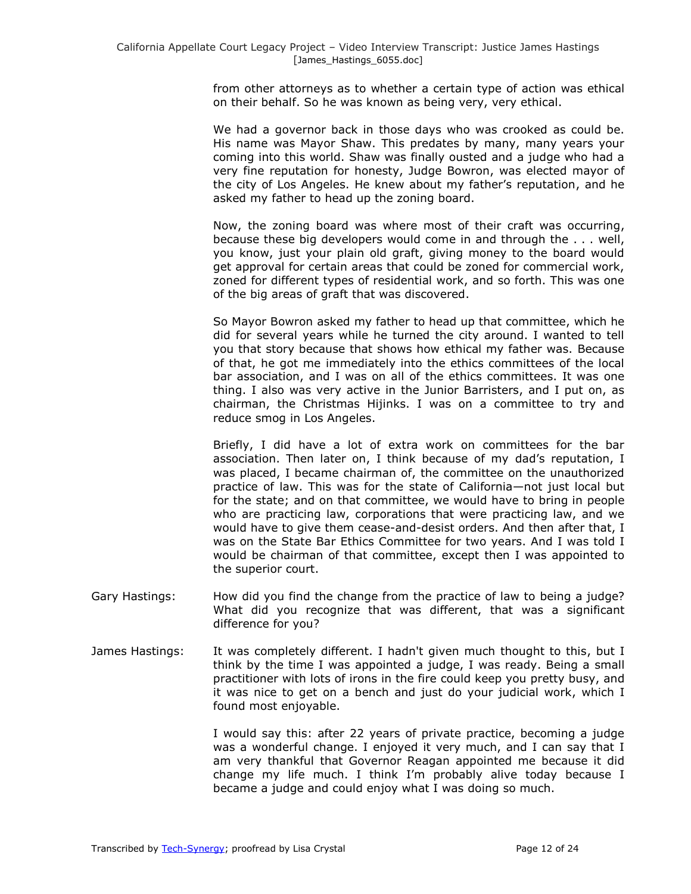from other attorneys as to whether a certain type of action was ethical on their behalf. So he was known as being very, very ethical.

We had a governor back in those days who was crooked as could be. His name was Mayor Shaw. This predates by many, many years your coming into this world. Shaw was finally ousted and a judge who had a very fine reputation for honesty, Judge Bowron, was elected mayor of the city of Los Angeles. He knew about my father's reputation, and he asked my father to head up the zoning board.

Now, the zoning board was where most of their craft was occurring, because these big developers would come in and through the . . . well, you know, just your plain old graft, giving money to the board would get approval for certain areas that could be zoned for commercial work, zoned for different types of residential work, and so forth. This was one of the big areas of graft that was discovered.

So Mayor Bowron asked my father to head up that committee, which he did for several years while he turned the city around. I wanted to tell you that story because that shows how ethical my father was. Because of that, he got me immediately into the ethics committees of the local bar association, and I was on all of the ethics committees. It was one thing. I also was very active in the Junior Barristers, and I put on, as chairman, the Christmas Hijinks. I was on a committee to try and reduce smog in Los Angeles.

Briefly, I did have a lot of extra work on committees for the bar association. Then later on, I think because of my dad's reputation, I was placed, I became chairman of, the committee on the unauthorized practice of law. This was for the state of California—not just local but for the state; and on that committee, we would have to bring in people who are practicing law, corporations that were practicing law, and we would have to give them cease-and-desist orders. And then after that, I was on the State Bar Ethics Committee for two years. And I was told I would be chairman of that committee, except then I was appointed to the superior court.

Gary Hastings: How did you find the change from the practice of law to being a judge? What did you recognize that was different, that was a significant difference for you?

James Hastings: It was completely different. I hadn't given much thought to this, but I think by the time I was appointed a judge, I was ready. Being a small practitioner with lots of irons in the fire could keep you pretty busy, and it was nice to get on a bench and just do your judicial work, which I found most enjoyable.

I would say this: after 22 years of private practice, becoming a judge was a wonderful change. I enjoyed it very much, and I can say that I am very thankful that Governor Reagan appointed me because it did change my life much. I think I'm probably alive today because I became a judge and could enjoy what I was doing so much.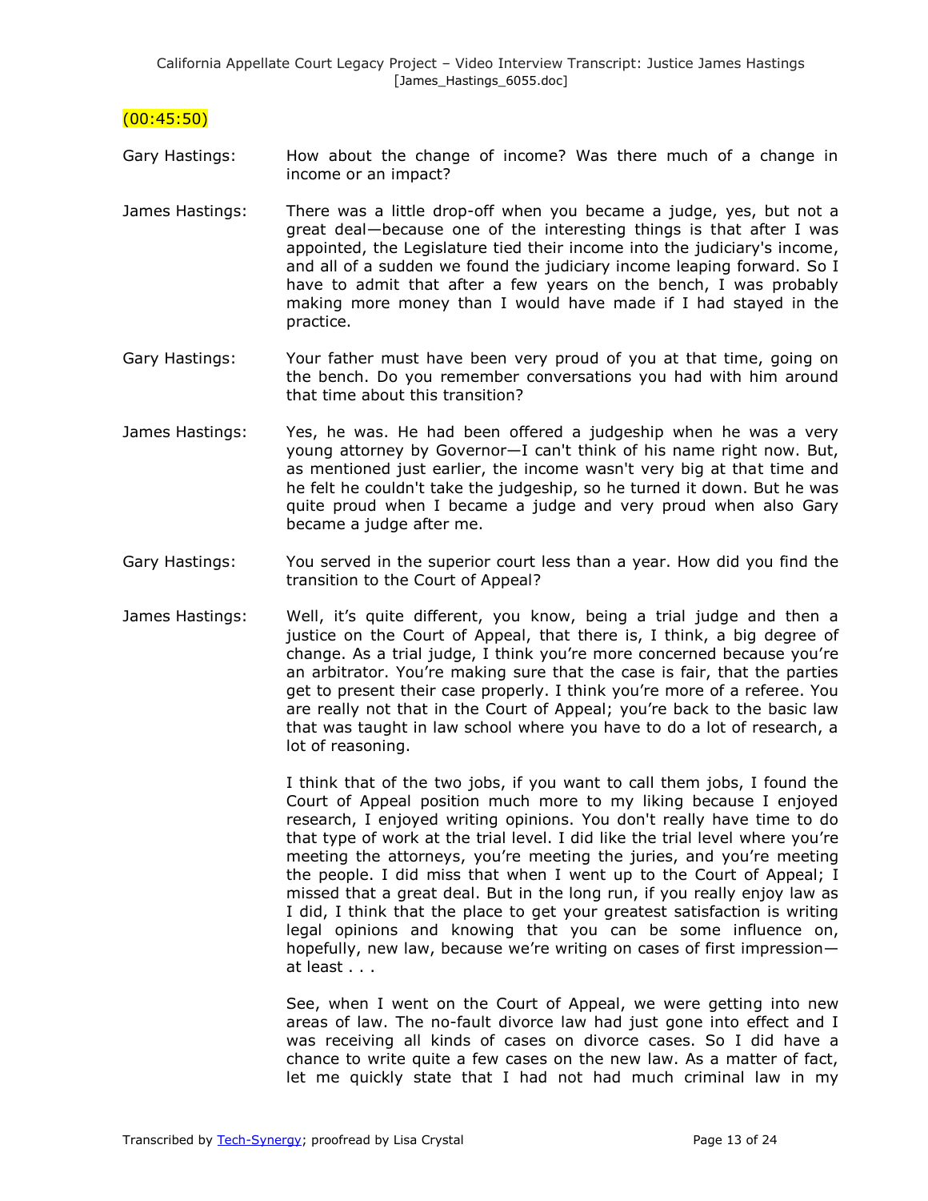(00:45:50)

Gary Hastings: How about the change of income? Was there much of a change in income or an impact?

James Hastings: There was a little drop-off when you became a judge, yes, but not a great deal—because one of the interesting things is that after I was appointed, the Legislature tied their income into the judiciary's income, and all of a sudden we found the judiciary income leaping forward. So I have to admit that after a few years on the bench, I was probably making more money than I would have made if I had stayed in the practice.

Gary Hastings: Your father must have been very proud of you at that time, going on the bench. Do you remember conversations you had with him around that time about this transition?

James Hastings: Yes, he was. He had been offered a judgeship when he was a very young attorney by Governor—I can't think of his name right now. But, as mentioned just earlier, the income wasn't very big at that time and he felt he couldn't take the judgeship, so he turned it down. But he was quite proud when I became a judge and very proud when also Gary became a judge after me.

Gary Hastings: You served in the superior court less than a year. How did you find the transition to the Court of Appeal?

James Hastings: Well, it's quite different, you know, being a trial judge and then a justice on the Court of Appeal, that there is, I think, a big degree of change. As a trial judge, I think you're more concerned because you're an arbitrator. You're making sure that the case is fair, that the parties get to present their case properly. I think you're more of a referee. You are really not that in the Court of Appeal; you're back to the basic law that was taught in law school where you have to do a lot of research, a lot of reasoning.

I think that of the two jobs, if you want to call them jobs, I found the Court of Appeal position much more to my liking because I enjoyed research, I enjoyed writing opinions. You don't really have time to do that type of work at the trial level. I did like the trial level where you're meeting the attorneys, you're meeting the juries, and you're meeting the people. I did miss that when I went up to the Court of Appeal; I missed that a great deal. But in the long run, if you really enjoy law as I did, I think that the place to get your greatest satisfaction is writing legal opinions and knowing that you can be some influence on, hopefully, new law, because we're writing on cases of first impression—at least . . .

See, when I went on the Court of Appeal, we were getting into new areas of law. The no-fault divorce law had just gone into effect and I was receiving all kinds of cases on divorce cases. So I did have a chance to write quite a few cases on the new law. As a matter of fact, let me quickly state that I had not had much criminal law in my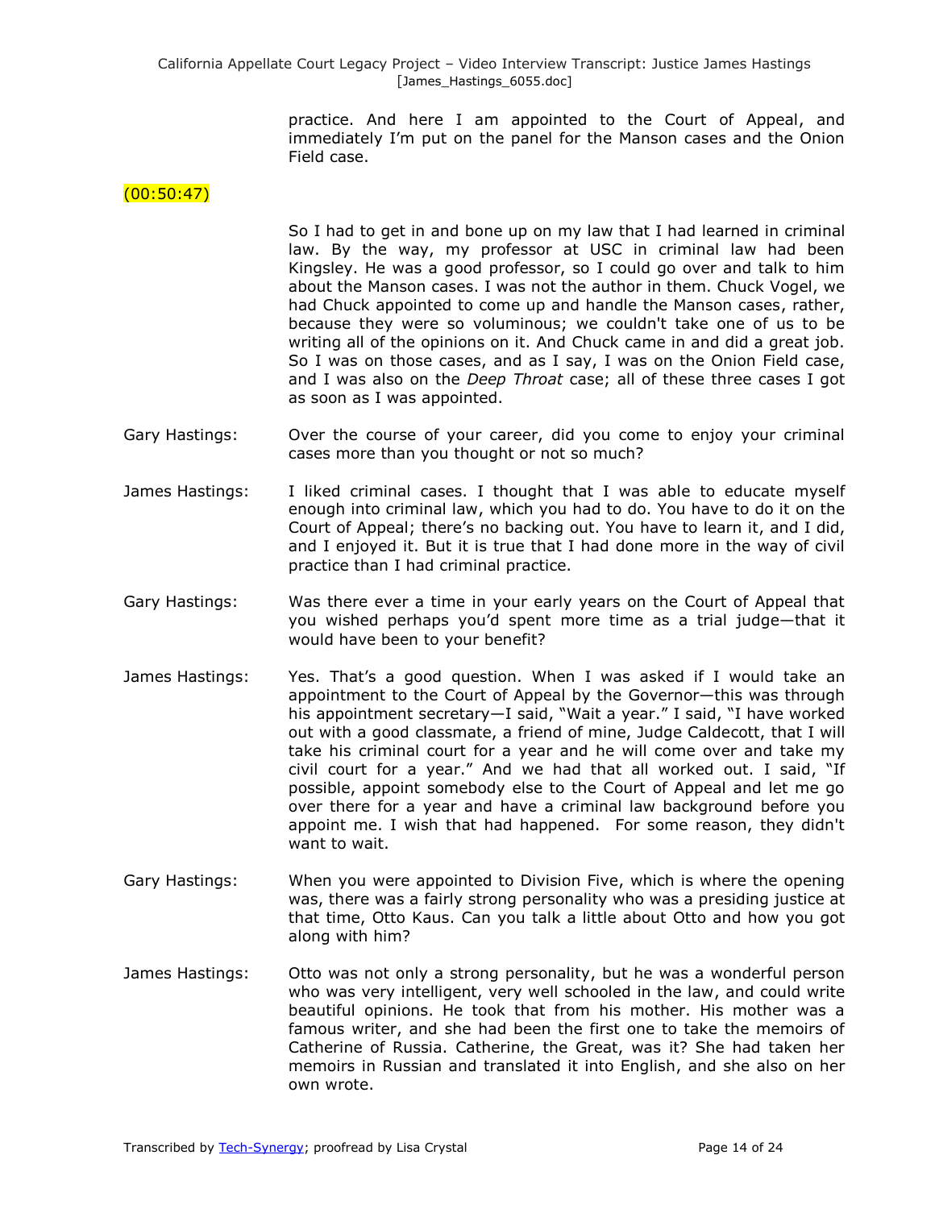practice. And here I am appointed to the Court of Appeal, and immediately I'm put on the panel for the Manson cases and the Onion Field case.

(00:50:47)

So I had to get in and bone up on my law that I had learned in criminal law. By the way, my professor at USC in criminal law had been Kingsley. He was a good professor, so I could go over and talk to him about the Manson cases. I was not the author in them. Chuck Vogel, we had Chuck appointed to come up and handle the Manson cases, rather, because they were so voluminous; we couldn't take one of us to be writing all of the opinions on it. And Chuck came in and did a great job. So I was on those cases, and as I say, I was on the Onion Field case, and I was also on the *Deep Throat* case; all of these three cases I got as soon as I was appointed.

Gary Hastings: Over the course of your career, did you come to enjoy your criminal cases more than you thought or not so much?

James Hastings: I liked criminal cases. I thought that I was able to educate myself enough into criminal law, which you had to do. You have to do it on the Court of Appeal; there's no backing out. You have to learn it, and I did, and I enjoyed it. But it is true that I had done more in the way of civil practice than I had criminal practice.

Gary Hastings: Was there ever a time in your early years on the Court of Appeal that you wished perhaps you'd spent more time as a trial judge—that it would have been to your benefit?

James Hastings: Yes. That's a good question. When I was asked if I would take an appointment to the Court of Appeal by the Governor—this was through his appointment secretary—I said, "Wait a year." I said, "I have worked out with a good classmate, a friend of mine, Judge Caldecott, that I will take his criminal court for a year and he will come over and take my civil court for a year." And we had that all worked out. I said, "If possible, appoint somebody else to the Court of Appeal and let me go over there for a year and have a criminal law background before you appoint me. I wish that had happened. For some reason, they didn't want to wait.

Gary Hastings: When you were appointed to Division Five, which is where the opening was, there was a fairly strong personality who was a presiding justice at that time, Otto Kaus. Can you talk a little about Otto and how you got along with him?

James Hastings: Otto was not only a strong personality, but he was a wonderful person who was very intelligent, very well schooled in the law, and could write beautiful opinions. He took that from his mother. His mother was a famous writer, and she had been the first one to take the memoirs of Catherine of Russia. Catherine, the Great, was it? She had taken her memoirs in Russian and translated it into English, and she also on her own wrote.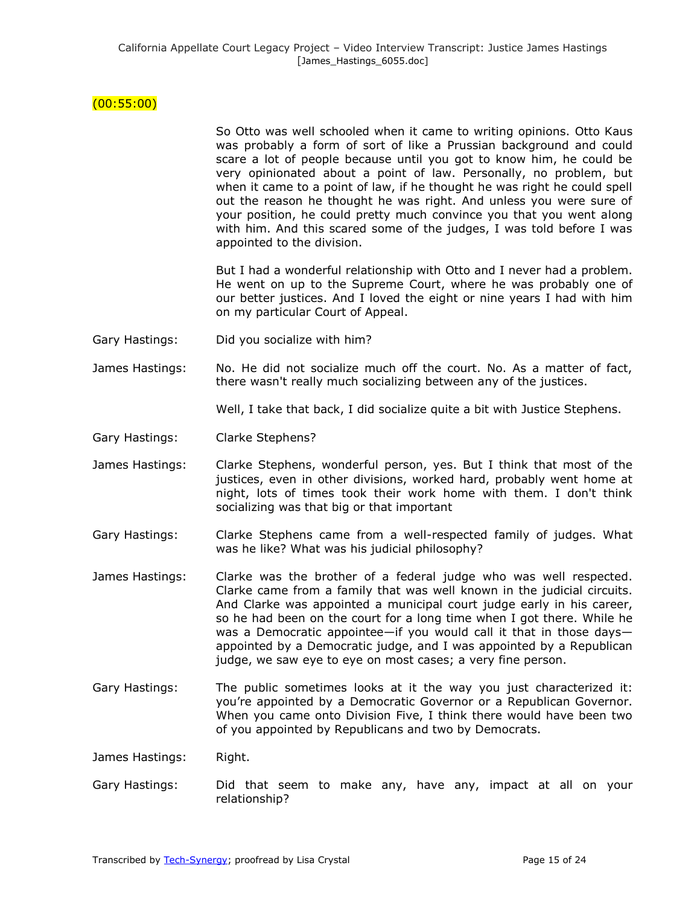(00:55:00)

So Otto was well schooled when it came to writing opinions. Otto Kaus was probably a form of sort of like a Prussian background and could scare a lot of people because until you got to know him, he could be very opinionated about a point of law. Personally, no problem, but when it came to a point of law, if he thought he was right he could spell out the reason he thought he was right. And unless you were sure of your position, he could pretty much convince you that you went along with him. And this scared some of the judges, I was told before I was appointed to the division.

But I had a wonderful relationship with Otto and I never had a problem. He went on up to the Supreme Court, where he was probably one of our better justices. And I loved the eight or nine years I had with him on my particular Court of Appeal.

Gary Hastings: Did you socialize with him?

James Hastings: No. He did not socialize much off the court. No. As a matter of fact, there wasn't really much socializing between any of the justices.

Well, I take that back, I did socialize quite a bit with Justice Stephens.

Gary Hastings: Clarke Stephens?

James Hastings: Clarke Stephens, wonderful person, yes. But I think that most of the justices, even in other divisions, worked hard, probably went home at night, lots of times took their work home with them. I don't think socializing was that big or that important

Gary Hastings: Clarke Stephens came from a well-respected family of judges. What was he like? What was his judicial philosophy?

James Hastings: Clarke was the brother of a federal judge who was well respected. Clarke came from a family that was well known in the judicial circuits. And Clarke was appointed a municipal court judge early in his career, so he had been on the court for a long time when I got there. While he was a Democratic appointee—if you would call it that in those days—appointed by a Democratic judge, and I was appointed by a Republican judge, we saw eye to eye on most cases; a very fine person.

Gary Hastings: The public sometimes looks at it the way you just characterized it: you're appointed by a Democratic Governor or a Republican Governor. When you came onto Division Five, I think there would have been two of you appointed by Republicans and two by Democrats.

James Hastings: Right.

Gary Hastings: Did that seem to make any, have any, impact at all on your relationship?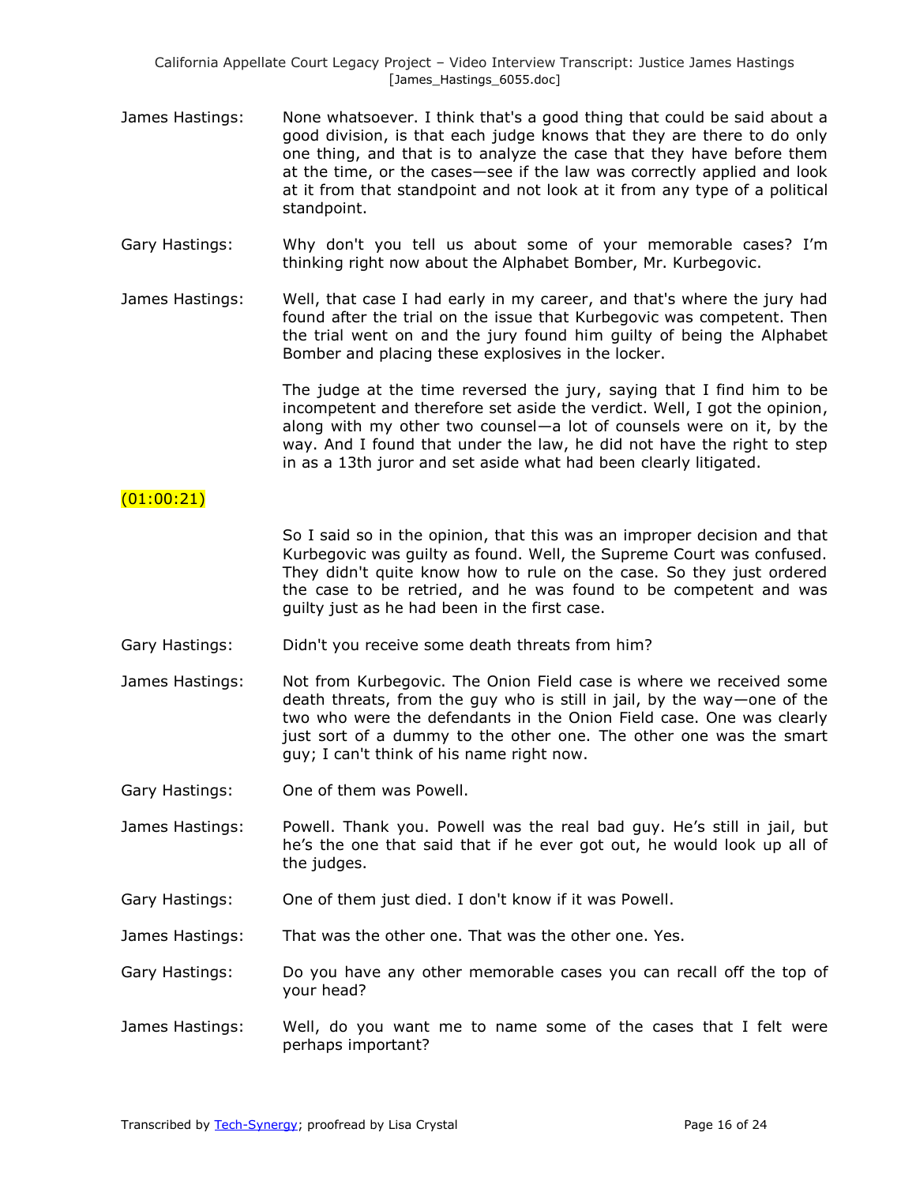James Hastings: None whatsoever. I think that's a good thing that could be said about a good division, is that each judge knows that they are there to do only one thing, and that is to analyze the case that they have before them at the time, or the cases—see if the law was correctly applied and look at it from that standpoint and not look at it from any type of a political standpoint.

Gary Hastings: Why don't you tell us about some of your memorable cases? I'm thinking right now about the Alphabet Bomber, Mr. Kurbegovic.

James Hastings: Well, that case I had early in my career, and that's where the jury had found after the trial on the issue that Kurbegovic was competent. Then the trial went on and the jury found him guilty of being the Alphabet Bomber and placing these explosives in the locker.

The judge at the time reversed the jury, saying that I find him to be incompetent and therefore set aside the verdict. Well, I got the opinion, along with my other two counsel—a lot of counsels were on it, by the way. And I found that under the law, he did not have the right to step in as a 13th juror and set aside what had been clearly litigated.

(01:00:21)

So I said so in the opinion, that this was an improper decision and that Kurbegovic was guilty as found. Well, the Supreme Court was confused. They didn't quite know how to rule on the case. So they just ordered the case to be retried, and he was found to be competent and was guilty just as he had been in the first case.

Gary Hastings: Didn't you receive some death threats from him?

James Hastings: Not from Kurbegovic. The Onion Field case is where we received some death threats, from the guy who is still in jail, by the way—one of the two who were the defendants in the Onion Field case. One was clearly just sort of a dummy to the other one. The other one was the smart guy; I can't think of his name right now.

Gary Hastings: One of them was Powell.

James Hastings: Powell. Thank you. Powell was the real bad guy. He's still in jail, but he's the one that said that if he ever got out, he would look up all of the judges.

Gary Hastings: One of them just died. I don't know if it was Powell.

James Hastings: That was the other one. That was the other one. Yes.

Gary Hastings: Do you have any other memorable cases you can recall off the top of your head?

James Hastings: Well, do you want me to name some of the cases that I felt were perhaps important?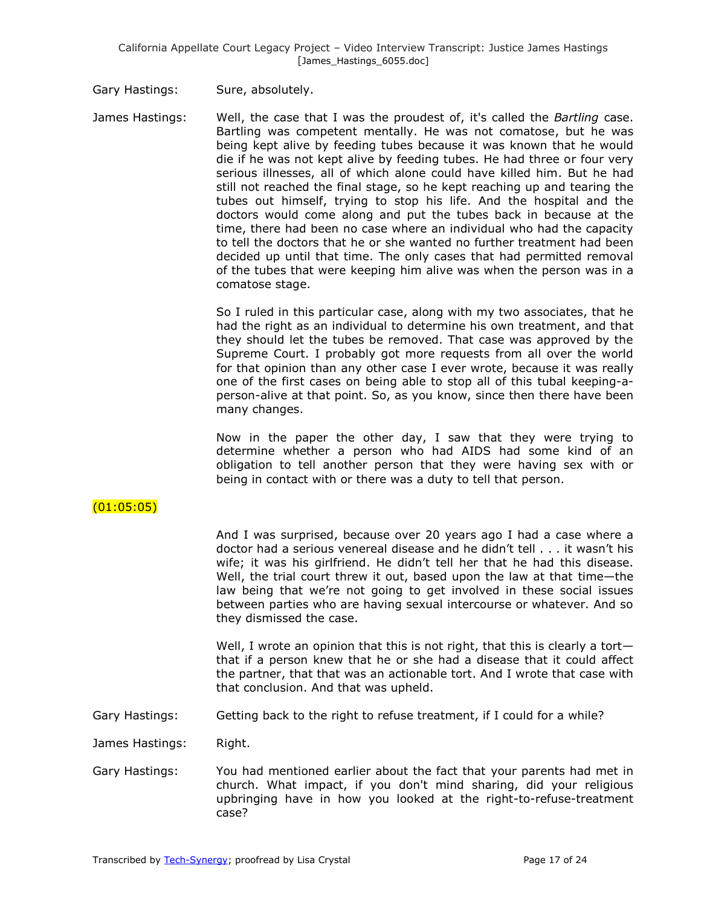Gary Hastings: Sure, absolutely.

James Hastings: Well, the case that I was the proudest of, it's called the *Bartling* case. Bartling was competent mentally. He was not comatose, but he was being kept alive by feeding tubes because it was known that he would die if he was not kept alive by feeding tubes. He had three or four very serious illnesses, all of which alone could have killed him. But he had still not reached the final stage, so he kept reaching up and tearing the tubes out himself, trying to stop his life. And the hospital and the doctors would come along and put the tubes back in because at the time, there had been no case where an individual who had the capacity to tell the doctors that he or she wanted no further treatment had been decided up until that time. The only cases that had permitted removal of the tubes that were keeping him alive was when the person was in a comatose stage.

So I ruled in this particular case, along with my two associates, that he had the right as an individual to determine his own treatment, and that they should let the tubes be removed. That case was approved by the Supreme Court. I probably got more requests from all over the world for that opinion than any other case I ever wrote, because it was really one of the first cases on being able to stop all of this tubal keeping-a-person-alive at that point. So, as you know, since then there have been many changes.

Now in the paper the other day, I saw that they were trying to determine whether a person who had AIDS had some kind of an obligation to tell another person that they were having sex with or being in contact with or there was a duty to tell that person.

(01:05:05)

And I was surprised, because over 20 years ago I had a case where a doctor had a serious venereal disease and he didn't tell . . . it wasn't his wife; it was his girlfriend. He didn't tell her that he had this disease. Well, the trial court threw it out, based upon the law at that time—the law being that we're not going to get involved in these social issues between parties who are having sexual intercourse or whatever. And so they dismissed the case.

Well, I wrote an opinion that this is not right, that this is clearly a tort—that if a person knew that he or she had a disease that it could affect the partner, that that was an actionable tort. And I wrote that case with that conclusion. And that was upheld.

Gary Hastings: Getting back to the right to refuse treatment, if I could for a while?

James Hastings: Right.

Gary Hastings: You had mentioned earlier about the fact that your parents had met in church. What impact, if you don't mind sharing, did your religious upbringing have in how you looked at the right-to-refuse-treatment case?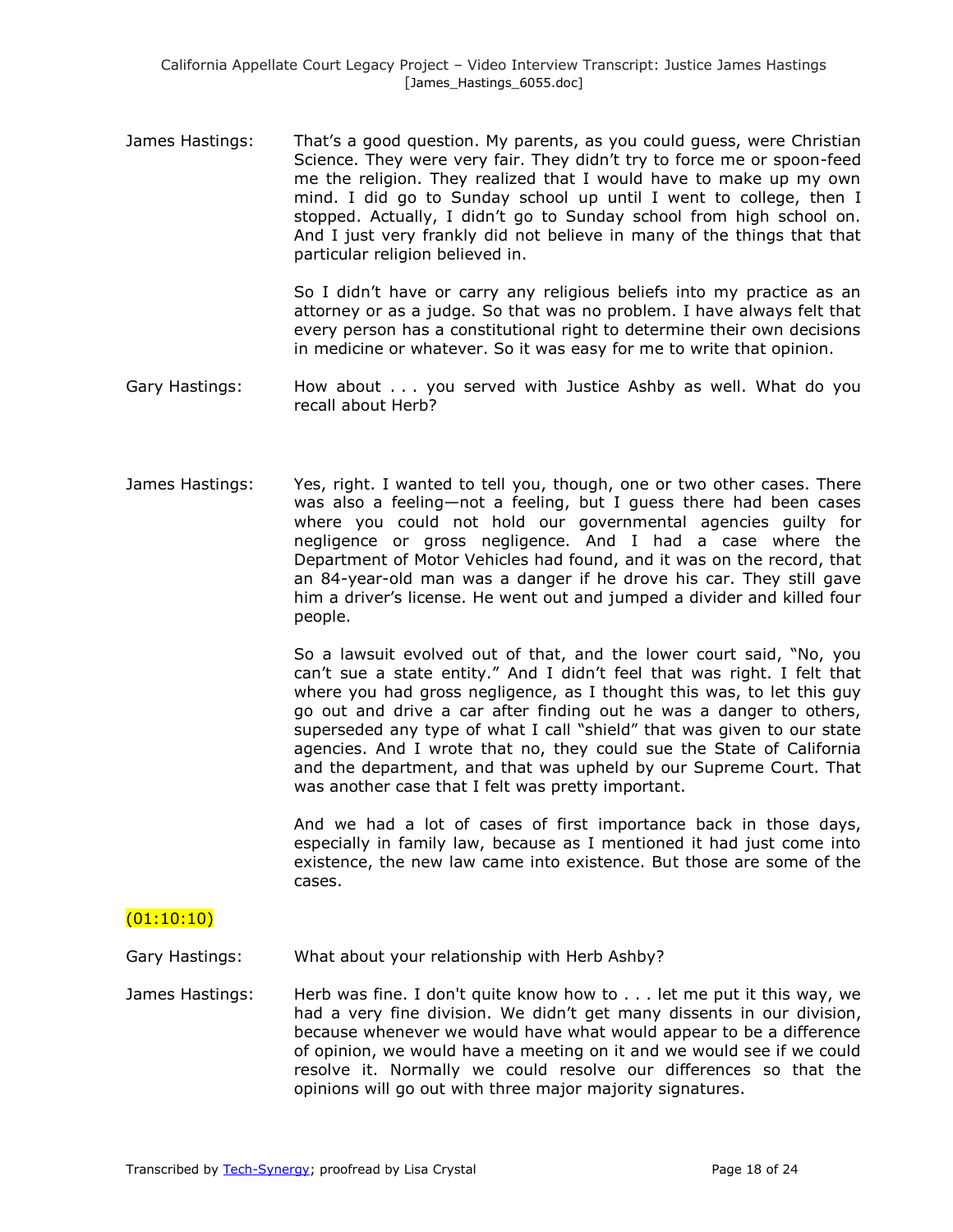James Hastings: That's a good question. My parents, as you could guess, were Christian Science. They were very fair. They didn't try to force me or spoon-feed me the religion. They realized that I would have to make up my own mind. I did go to Sunday school up until I went to college, then I stopped. Actually, I didn't go to Sunday school from high school on. And I just very frankly did not believe in many of the things that that particular religion believed in.

So I didn't have or carry any religious beliefs into my practice as an attorney or as a judge. So that was no problem. I have always felt that every person has a constitutional right to determine their own decisions in medicine or whatever. So it was easy for me to write that opinion.

Gary Hastings: How about . . . you served with Justice Ashby as well. What do you recall about Herb?

James Hastings: Yes, right. I wanted to tell you, though, one or two other cases. There was also a feeling—not a feeling, but I guess there had been cases where you could not hold our governmental agencies guilty for negligence or gross negligence. And I had a case where the Department of Motor Vehicles had found, and it was on the record, that an 84-year-old man was a danger if he drove his car. They still gave him a driver's license. He went out and jumped a divider and killed four people.

So a lawsuit evolved out of that, and the lower court said, "No, you can't sue a state entity." And I didn't feel that was right. I felt that where you had gross negligence, as I thought this was, to let this guy go out and drive a car after finding out he was a danger to others, superseded any type of what I call "shield" that was given to our state agencies. And I wrote that no, they could sue the State of California and the department, and that was upheld by our Supreme Court. That was another case that I felt was pretty important.

And we had a lot of cases of first importance back in those days, especially in family law, because as I mentioned it had just come into existence, the new law came into existence. But those are some of the cases.

(01:10:10)

Gary Hastings: What about your relationship with Herb Ashby?

James Hastings: Herb was fine. I don't quite know how to . . . let me put it this way, we had a very fine division. We didn't get many dissents in our division, because whenever we would have what would appear to be a difference of opinion, we would have a meeting on it and we would see if we could resolve it. Normally we could resolve our differences so that the opinions will go out with three major majority signatures.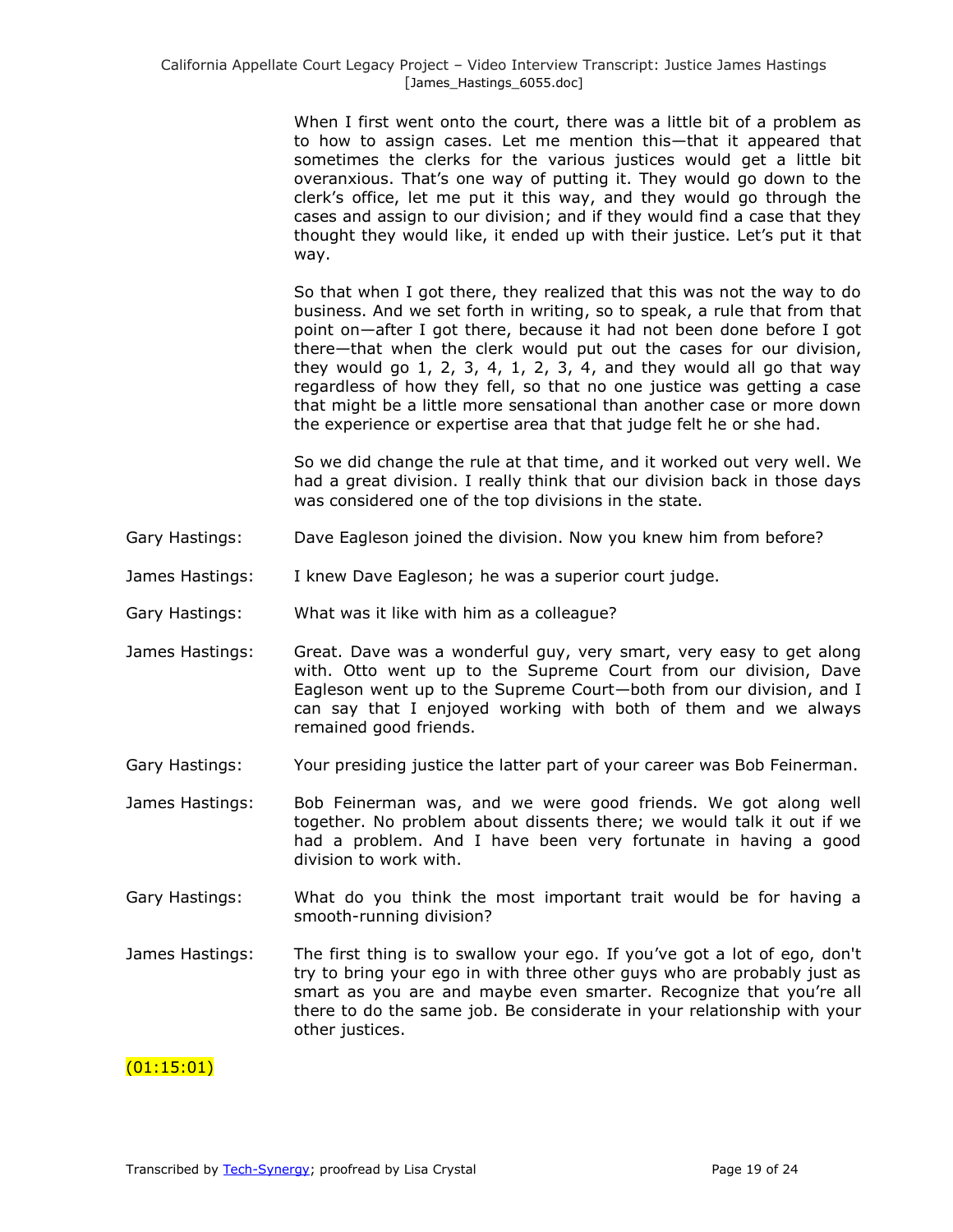When I first went onto the court, there was a little bit of a problem as to how to assign cases. Let me mention this—that it appeared that sometimes the clerks for the various justices would get a little bit overanxious. That's one way of putting it. They would go down to the clerk's office, let me put it this way, and they would go through the cases and assign to our division; and if they would find a case that they thought they would like, it ended up with their justice. Let's put it that way.

So that when I got there, they realized that this was not the way to do business. And we set forth in writing, so to speak, a rule that from that point on—after I got there, because it had not been done before I got there—that when the clerk would put out the cases for our division, they would go 1, 2, 3, 4, 1, 2, 3, 4, and they would all go that way regardless of how they fell, so that no one justice was getting a case that might be a little more sensational than another case or more down the experience or expertise area that that judge felt he or she had.

So we did change the rule at that time, and it worked out very well. We had a great division. I really think that our division back in those days was considered one of the top divisions in the state.

Gary Hastings: Dave Eagleson joined the division. Now you knew him from before?

James Hastings: I knew Dave Eagleson; he was a superior court judge.

Gary Hastings: What was it like with him as a colleague?

James Hastings: Great. Dave was a wonderful guy, very smart, very easy to get along with. Otto went up to the Supreme Court from our division, Dave Eagleson went up to the Supreme Court—both from our division, and I can say that I enjoyed working with both of them and we always remained good friends.

Gary Hastings: Your presiding justice the latter part of your career was Bob Feinerman.

James Hastings: Bob Feinerman was, and we were good friends. We got along well together. No problem about dissents there; we would talk it out if we had a problem. And I have been very fortunate in having a good division to work with.

Gary Hastings: What do you think the most important trait would be for having a smooth-running division?

James Hastings: The first thing is to swallow your ego. If you've got a lot of ego, don't try to bring your ego in with three other guys who are probably just as smart as you are and maybe even smarter. Recognize that you're all there to do the same job. Be considerate in your relationship with your other justices.

(01:15:01)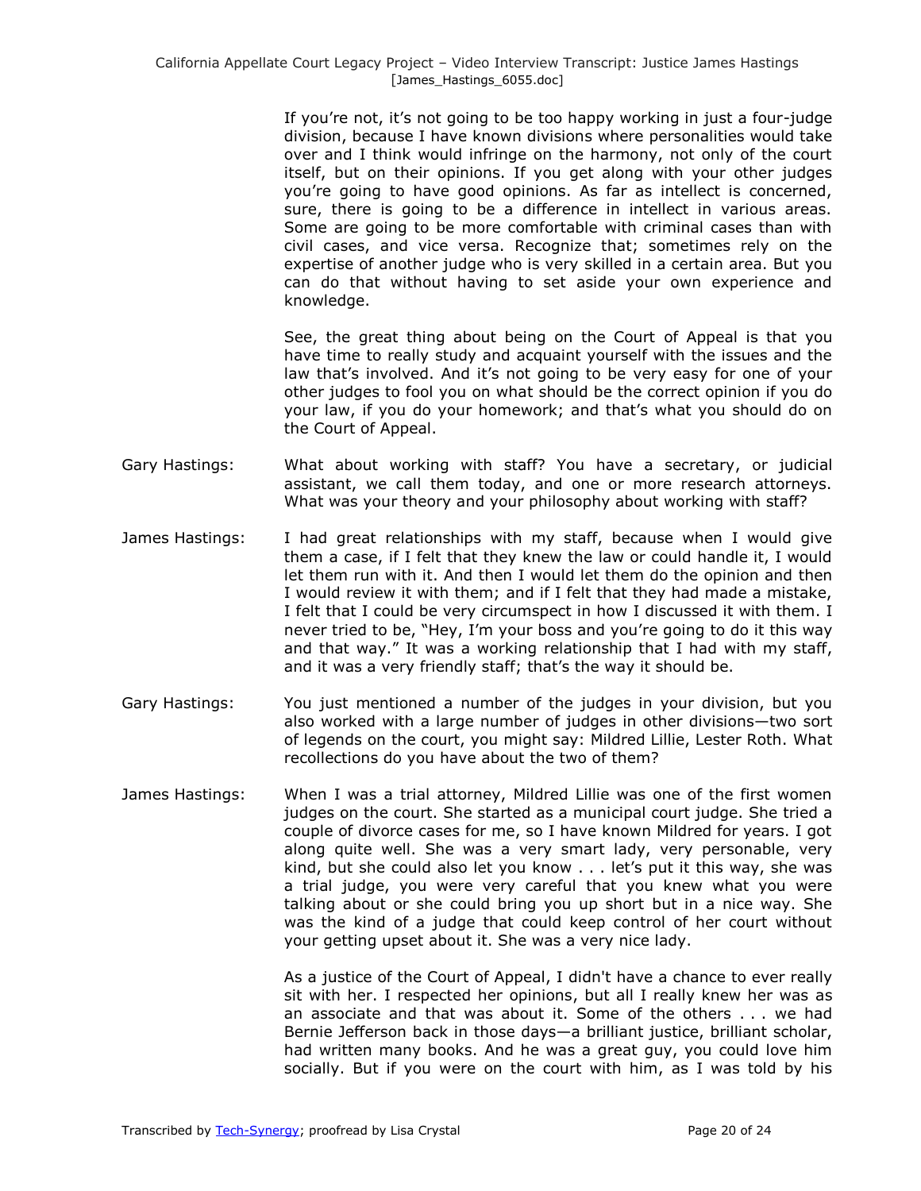If you're not, it's not going to be too happy working in just a four-judge division, because I have known divisions where personalities would take over and I think would infringe on the harmony, not only of the court itself, but on their opinions. If you get along with your other judges you're going to have good opinions. As far as intellect is concerned, sure, there is going to be a difference in intellect in various areas. Some are going to be more comfortable with criminal cases than with civil cases, and vice versa. Recognize that; sometimes rely on the expertise of another judge who is very skilled in a certain area. But you can do that without having to set aside your own experience and knowledge.

See, the great thing about being on the Court of Appeal is that you have time to really study and acquaint yourself with the issues and the law that's involved. And it's not going to be very easy for one of your other judges to fool you on what should be the correct opinion if you do your law, if you do your homework; and that's what you should do on the Court of Appeal.

Gary Hastings: What about working with staff? You have a secretary, or judicial assistant, we call them today, and one or more research attorneys. What was your theory and your philosophy about working with staff?

James Hastings: I had great relationships with my staff, because when I would give them a case, if I felt that they knew the law or could handle it, I would let them run with it. And then I would let them do the opinion and then I would review it with them; and if I felt that they had made a mistake, I felt that I could be very circumspect in how I discussed it with them. I never tried to be, "Hey, I'm your boss and you're going to do it this way and that way." It was a working relationship that I had with my staff, and it was a very friendly staff; that's the way it should be.

Gary Hastings: You just mentioned a number of the judges in your division, but you also worked with a large number of judges in other divisions—two sort of legends on the court, you might say: Mildred Lillie, Lester Roth. What recollections do you have about the two of them?

James Hastings: When I was a trial attorney, Mildred Lillie was one of the first women judges on the court. She started as a municipal court judge. She tried a couple of divorce cases for me, so I have known Mildred for years. I got along quite well. She was a very smart lady, very personable, very kind, but she could also let you know . . . let's put it this way, she was a trial judge, you were very careful that you knew what you were talking about or she could bring you up short but in a nice way. She was the kind of a judge that could keep control of her court without your getting upset about it. She was a very nice lady.

As a justice of the Court of Appeal, I didn't have a chance to ever really sit with her. I respected her opinions, but all I really knew her was as an associate and that was about it. Some of the others . . . we had Bernie Jefferson back in those days—a brilliant justice, brilliant scholar, had written many books. And he was a great guy, you could love him socially. But if you were on the court with him, as I was told by his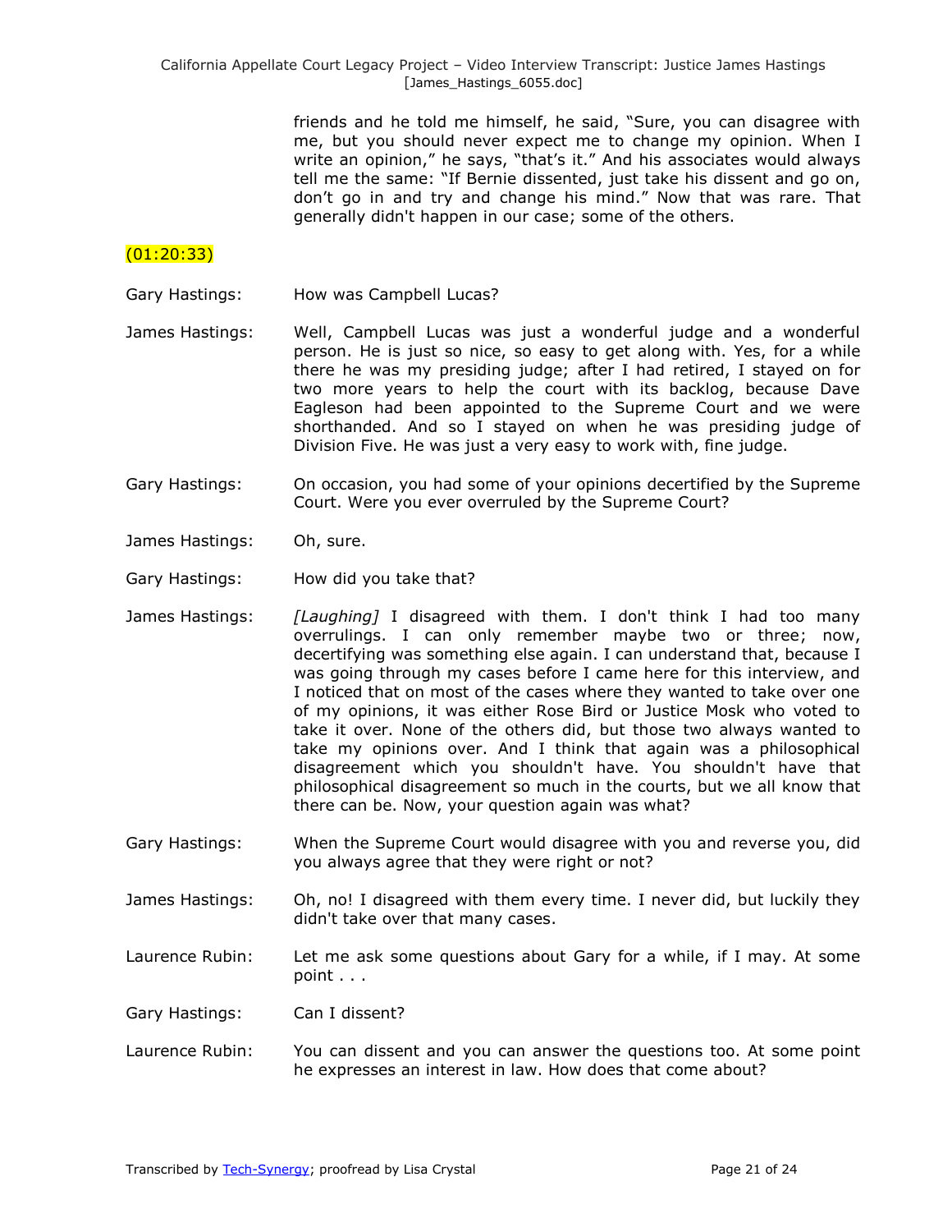friends and he told me himself, he said, "Sure, you can disagree with me, but you should never expect me to change my opinion. When I write an opinion," he says, "that's it." And his associates would always tell me the same: "If Bernie dissented, just take his dissent and go on, don't go in and try and change his mind." Now that was rare. That generally didn't happen in our case; some of the others.

(01:20:33)

Gary Hastings: How was Campbell Lucas?

James Hastings: Well, Campbell Lucas was just a wonderful judge and a wonderful person. He is just so nice, so easy to get along with. Yes, for a while there he was my presiding judge; after I had retired, I stayed on for two more years to help the court with its backlog, because Dave Eagleson had been appointed to the Supreme Court and we were shorthanded. And so I stayed on when he was presiding judge of Division Five. He was just a very easy to work with, fine judge.

Gary Hastings: On occasion, you had some of your opinions decertified by the Supreme Court. Were you ever overruled by the Supreme Court?

James Hastings: Oh, sure.

Gary Hastings: How did you take that?

James Hastings: *[Laughing]* I disagreed with them. I don't think I had too many overrulings. I can only remember maybe two or three; now, decertifying was something else again. I can understand that, because I was going through my cases before I came here for this interview, and I noticed that on most of the cases where they wanted to take over one of my opinions, it was either Rose Bird or Justice Mosk who voted to take it over. None of the others did, but those two always wanted to take my opinions over. And I think that again was a philosophical disagreement which you shouldn't have. You shouldn't have that philosophical disagreement so much in the courts, but we all know that there can be. Now, your question again was what?

Gary Hastings: When the Supreme Court would disagree with you and reverse you, did you always agree that they were right or not?

James Hastings: Oh, no! I disagreed with them every time. I never did, but luckily they didn't take over that many cases.

Laurence Rubin: Let me ask some questions about Gary for a while, if I may. At some point . . .

Gary Hastings: Can I dissent?

Laurence Rubin: You can dissent and you can answer the questions too. At some point he expresses an interest in law. How does that come about?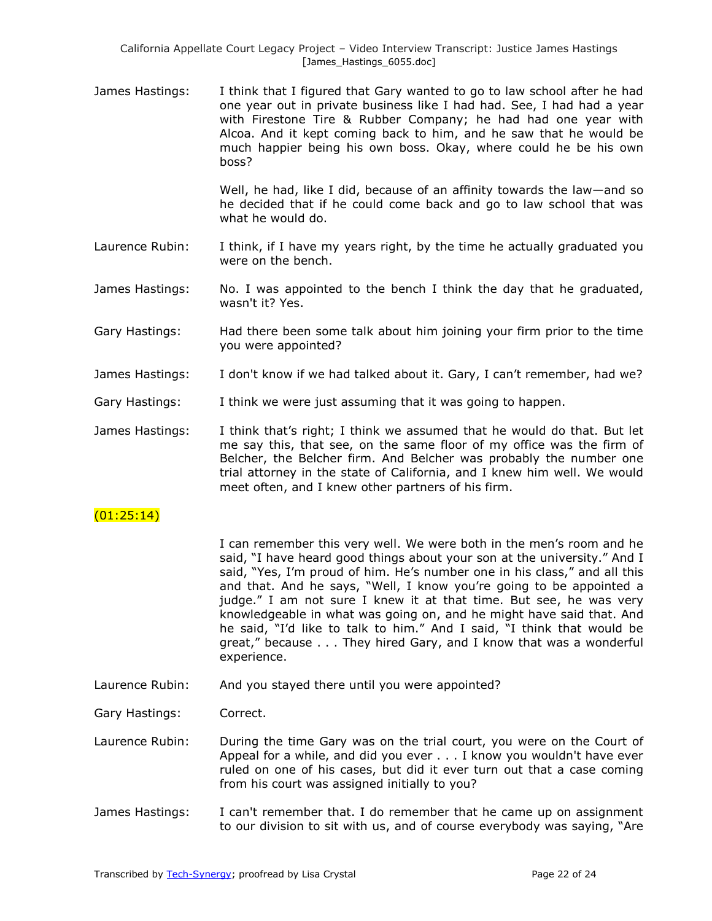James Hastings: I think that I figured that Gary wanted to go to law school after he had one year out in private business like I had had. See, I had had a year with Firestone Tire & Rubber Company; he had had one year with Alcoa. And it kept coming back to him, and he saw that he would be much happier being his own boss. Okay, where could he be his own boss?

Well, he had, like I did, because of an affinity towards the law—and so he decided that if he could come back and go to law school that was what he would do.

Laurence Rubin: I think, if I have my years right, by the time he actually graduated you were on the bench.

James Hastings: No. I was appointed to the bench I think the day that he graduated, wasn't it? Yes.

Gary Hastings: Had there been some talk about him joining your firm prior to the time you were appointed?

James Hastings: I don't know if we had talked about it. Gary, I can't remember, had we?

Gary Hastings: I think we were just assuming that it was going to happen.

James Hastings: I think that's right; I think we assumed that he would do that. But let me say this, that see, on the same floor of my office was the firm of Belcher, the Belcher firm. And Belcher was probably the number one trial attorney in the state of California, and I knew him well. We would meet often, and I knew other partners of his firm.

(01:25:14)

I can remember this very well. We were both in the men's room and he said, "I have heard good things about your son at the university." And I said, "Yes, I'm proud of him. He's number one in his class," and all this and that. And he says, "Well, I know you're going to be appointed a judge." I am not sure I knew it at that time. But see, he was very knowledgeable in what was going on, and he might have said that. And he said, "I'd like to talk to him." And I said, "I think that would be great," because . . . They hired Gary, and I know that was a wonderful experience.

Laurence Rubin: And you stayed there until you were appointed?

Gary Hastings: Correct.

Laurence Rubin: During the time Gary was on the trial court, you were on the Court of Appeal for a while, and did you ever . . . I know you wouldn't have ever ruled on one of his cases, but did it ever turn out that a case coming from his court was assigned initially to you?

James Hastings: I can't remember that. I do remember that he came up on assignment to our division to sit with us, and of course everybody was saying, "Are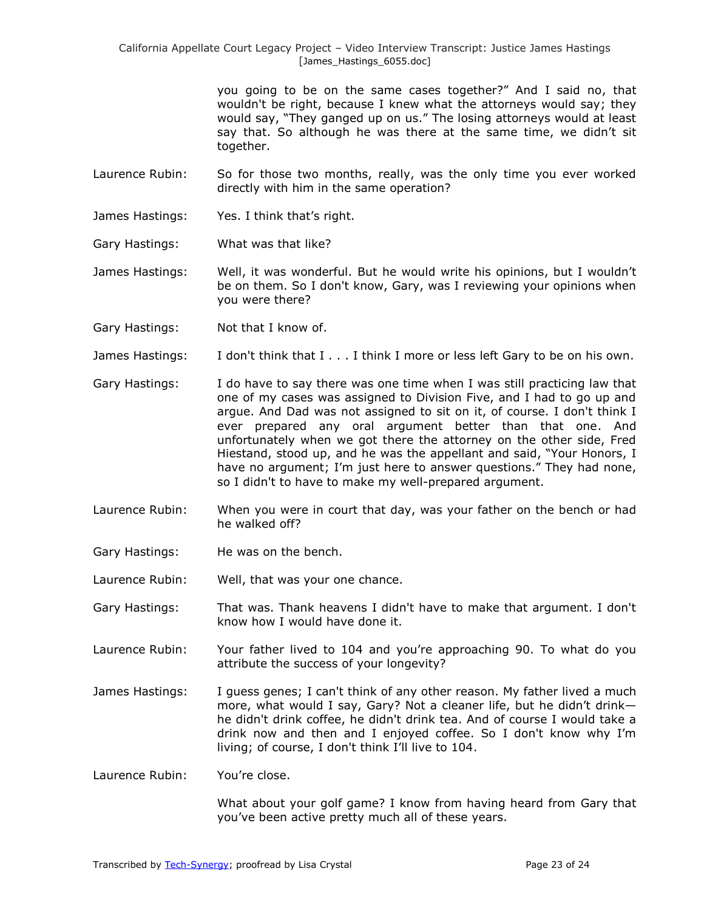you going to be on the same cases together?" And I said no, that wouldn't be right, because I knew what the attorneys would say; they would say, "They ganged up on us." The losing attorneys would at least say that. So although he was there at the same time, we didn't sit together.

Laurence Rubin: So for those two months, really, was the only time you ever worked directly with him in the same operation?

James Hastings: Yes. I think that's right.

Gary Hastings: What was that like?

James Hastings: Well, it was wonderful. But he would write his opinions, but I wouldn't be on them. So I don't know, Gary, was I reviewing your opinions when you were there?

Gary Hastings: Not that I know of.

James Hastings: I don't think that I . . . I think I more or less left Gary to be on his own.

Gary Hastings: I do have to say there was one time when I was still practicing law that one of my cases was assigned to Division Five, and I had to go up and argue. And Dad was not assigned to sit on it, of course. I don't think I ever prepared any oral argument better than that one. And unfortunately when we got there the attorney on the other side, Fred Hiestand, stood up, and he was the appellant and said, "Your Honors, I have no argument; I'm just here to answer questions." They had none, so I didn't have to make my well-prepared argument.

Laurence Rubin: When you were in court that day, was your father on the bench or had he walked off?

Gary Hastings: He was on the bench.

Laurence Rubin: Well, that was your one chance.

Gary Hastings: That was. Thank heavens I didn't have to make that argument. I don't know how I would have done it.

Laurence Rubin: Your father lived to 104 and you're approaching 90. To what do you attribute the success of your longevity?

James Hastings: I guess genes; I can't think of any other reason. My father lived a much more, what would I say, Gary? Not a cleaner life, but he didn't drink—he didn't drink coffee, he didn't drink tea. And of course I would take a drink now and then and I enjoyed coffee. So I don't know why I'm living; of course, I don't think I'll live to 104.

Laurence Rubin: You're close.

What about your golf game? I know from having heard from Gary that you've been active pretty much all of these years.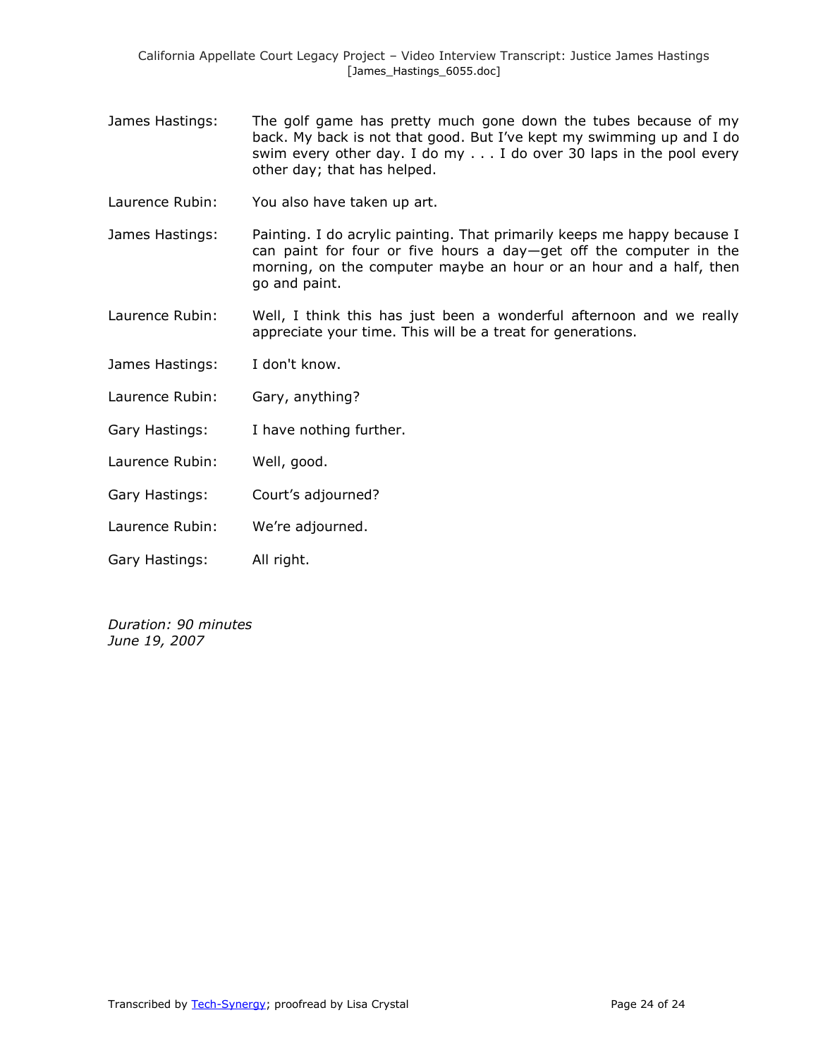James Hastings: The golf game has pretty much gone down the tubes because of my back. My back is not that good. But I've kept my swimming up and I do swim every other day. I do my . . . I do over 30 laps in the pool every other day; that has helped.

Laurence Rubin: You also have taken up art.

James Hastings: Painting. I do acrylic painting. That primarily keeps me happy because I can paint for four or five hours a day—get off the computer in the morning, on the computer maybe an hour or an hour and a half, then go and paint.

Laurence Rubin: Well, I think this has just been a wonderful afternoon and we really appreciate your time. This will be a treat for generations.

James Hastings: I don't know.

Laurence Rubin: Gary, anything?

Gary Hastings: I have nothing further.

Laurence Rubin: Well, good.

Gary Hastings: Court's adjourned?

Laurence Rubin: We're adjourned.

Gary Hastings: All right.

*Duration: 90 minutes*
*June 19, 2007*

Transcribed by Tech-Synergy; proofread by Lisa Crystal